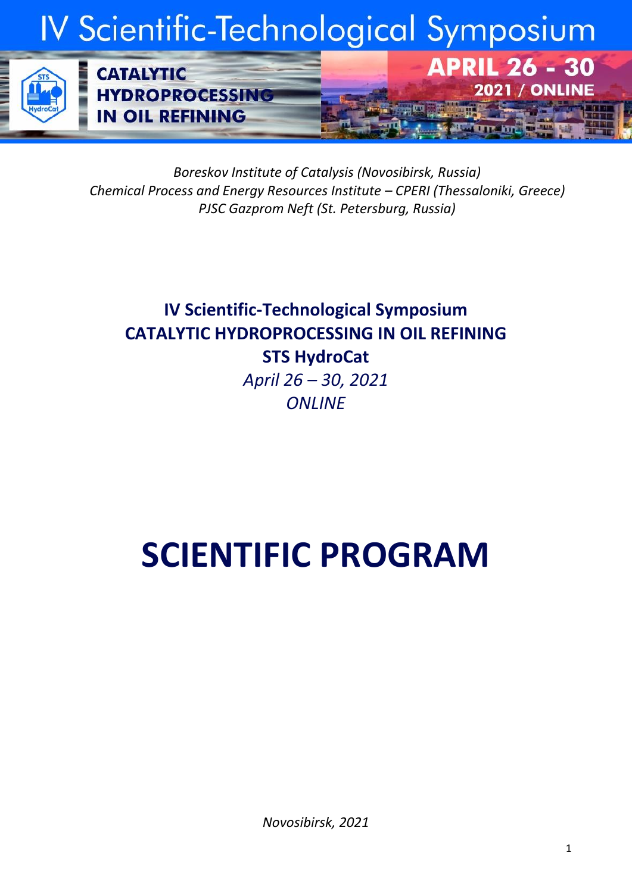# IV Scientific-Technological Symposium

**CATALYTIC HYDROPROCESSING IN OIL REFINING**

**APRIL 26 - 30**
**2021 / ONLINE**

*Boreskov Institute of Catalysis (Novosibirsk, Russia)*
*Chemical Process and Energy Resources Institute – CPERI (Thessaloniki, Greece)*
*PJSC Gazprom Neft (St. Petersburg, Russia)*

**IV Scientific-Technological Symposium**
**CATALYTIC HYDROPROCESSING IN OIL REFINING**
**STS HydroCat**
*April 26 – 30, 2021*
*ONLINE*

# SCIENTIFIC PROGRAM

*Novosibirsk, 2021*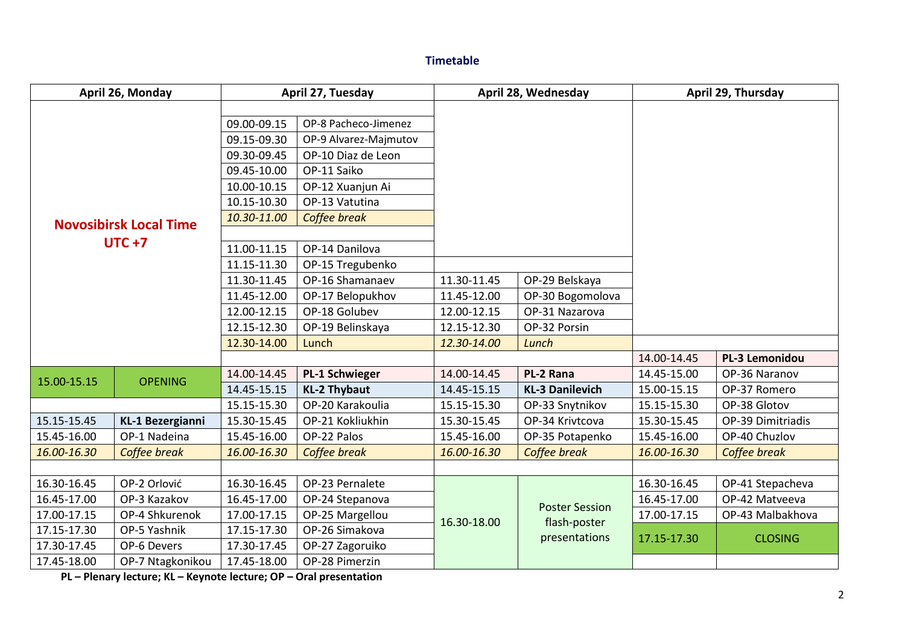### Timetable

| April 26, Monday | | April 27, Tuesday | | April 28, Wednesday | | April 29, Thursday | |
|---|---|---|---|---|---|---|---|
| **Novosibirsk Local Time UTC +7** | | | | | | | |
| | | 09.00-09.15 | OP-8 Pacheco-Jimenez | | | | |
| | | 09.15-09.30 | OP-9 Alvarez-Majmutov | | | | |
| | | 09.30-09.45 | OP-10 Diaz de Leon | | | | |
| | | 09.45-10.00 | OP-11 Saiko | | | | |
| | | 10.00-10.15 | OP-12 Xuanjun Ai | | | | |
| | | 10.15-10.30 | OP-13 Vatutina | | | | |
| | | *10.30-11.00* | *Coffee break* | | | | |
| | | 11.00-11.15 | OP-14 Danilova | | | | |
| | | 11.15-11.30 | OP-15 Tregubenko | | | | |
| | | 11.30-11.45 | OP-16 Shamanaev | 11.30-11.45 | OP-29 Belskaya | | |
| | | 11.45-12.00 | OP-17 Belopukhov | 11.45-12.00 | OP-30 Bogomolova | | |
| | | 12.00-12.15 | OP-18 Golubev | 12.00-12.15 | OP-31 Nazarova | | |
| | | 12.15-12.30 | OP-19 Belinskaya | 12.15-12.30 | OP-32 Porsin | | |
| | | 12.30-14.00 | Lunch | *12.30-14.00* | *Lunch* | | |
| | | | | | | 14.00-14.45 | **PL-3 Lemonidou** |
| 15.00-15.15 | OPENING | 14.00-14.45 | **PL-1 Schwieger** | 14.00-14.45 | **PL-2 Rana** | 14.45-15.00 | OP-36 Naranov |
| | | 14.45-15.15 | **KL-2 Thybaut** | 14.45-15.15 | **KL-3 Danilevich** | 15.00-15.15 | OP-37 Romero |
| | | 15.15-15.30 | OP-20 Karakoulia | 15.15-15.30 | OP-33 Snytnikov | 15.15-15.30 | OP-38 Glotov |
| 15.15-15.45 | **KL-1 Bezergianni** | 15.30-15.45 | OP-21 Kokliukhin | 15.30-15.45 | OP-34 Krivtcova | 15.30-15.45 | OP-39 Dimitriadis |
| 15.45-16.00 | OP-1 Nadeina | 15.45-16.00 | OP-22 Palos | 15.45-16.00 | OP-35 Potapenko | 15.45-16.00 | OP-40 Chuzlov |
| *16.00-16.30* | *Coffee break* | *16.00-16.30* | *Coffee break* | *16.00-16.30* | *Coffee break* | *16.00-16.30* | *Coffee break* |
| 16.30-16.45 | OP-2 Orlović | 16.30-16.45 | OP-23 Pernalete | 16.30-18.00 | Poster Session flash-poster presentations | 16.30-16.45 | OP-41 Stepacheva |
| 16.45-17.00 | OP-3 Kazakov | 16.45-17.00 | OP-24 Stepanova | | | 16.45-17.00 | OP-42 Matveeva |
| 17.00-17.15 | OP-4 Shkurenok | 17.00-17.15 | OP-25 Margellou | | | 17.00-17.15 | OP-43 Malbakhova |
| 17.15-17.30 | OP-5 Yashnik | 17.15-17.30 | OP-26 Simakova | | | 17.15-17.30 | CLOSING |
| 17.30-17.45 | OP-6 Devers | 17.30-17.45 | OP-27 Zagoruiko | | | | |
| 17.45-18.00 | OP-7 Ntagkonikou | 17.45-18.00 | OP-28 Pimerzin | | | | |

**PL – Plenary lecture; KL – Keynote lecture; OP – Oral presentation**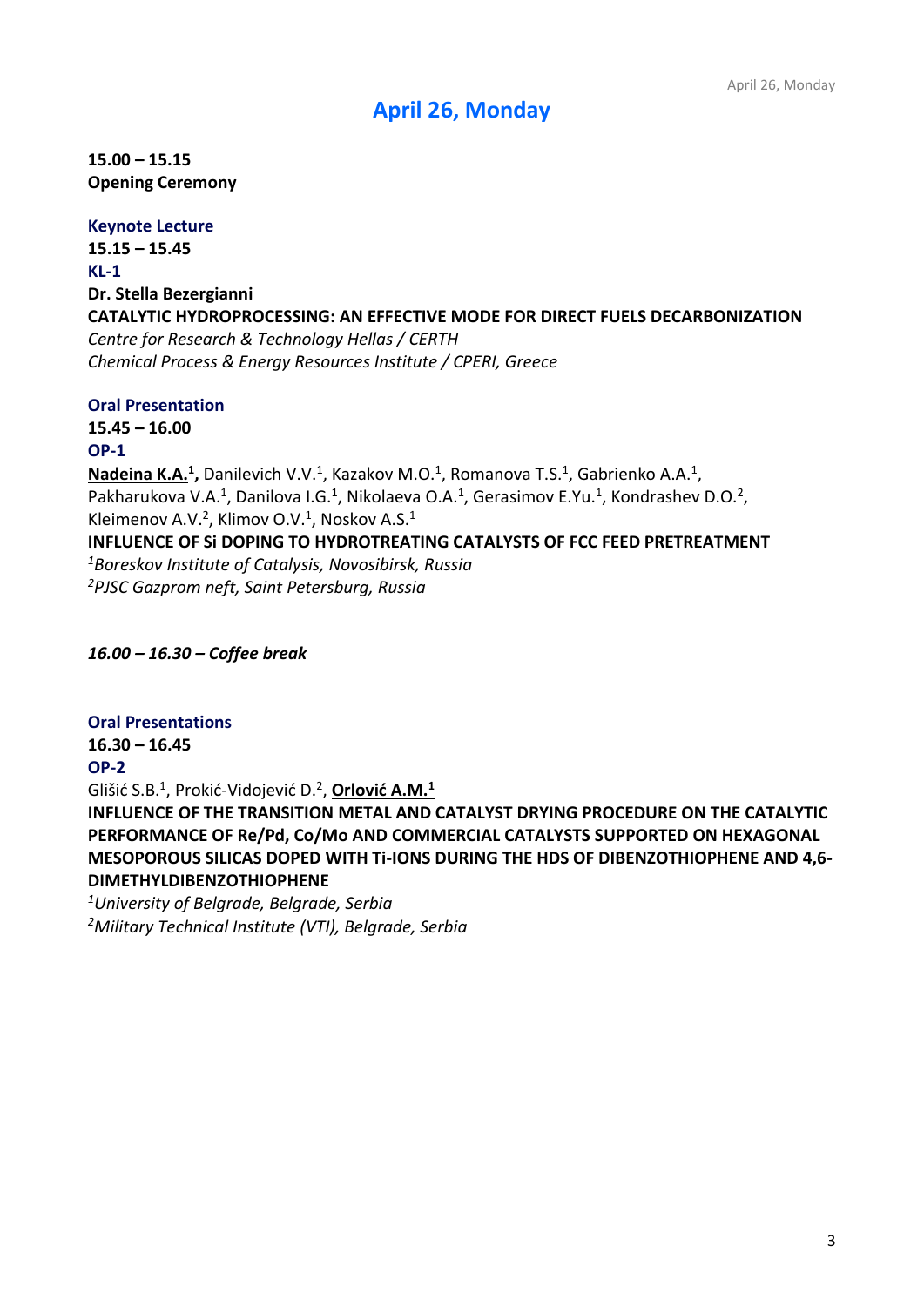# April 26, Monday

**15.00 – 15.15**
**Opening Ceremony**

**Keynote Lecture**
**15.15 – 15.45**
**KL-1**
**Dr. Stella Bezergianni**
**CATALYTIC HYDROPROCESSING: AN EFFECTIVE MODE FOR DIRECT FUELS DECARBONIZATION**
*Centre for Research & Technology Hellas / CERTH*
*Chemical Process & Energy Resources Institute / CPERI, Greece*

**Oral Presentation**
**15.45 – 16.00**
**OP-1**
**Nadeina K.A.[1],** Danilevich V.V.[1], Kazakov M.O.[1], Romanova T.S.[1], Gabrienko A.A.[1], Pakharukova V.A.[1], Danilova I.G.[1], Nikolaeva O.A.[1], Gerasimov E.Yu.[1], Kondrashev D.O.[2], Kleimenov A.V.[2], Klimov O.V.[1], Noskov A.S.[1]
**INFLUENCE OF Si DOPING TO HYDROTREATING CATALYSTS OF FCC FEED PRETREATMENT**
*[1]Boreskov Institute of Catalysis, Novosibirsk, Russia*
*[2]PJSC Gazprom neft, Saint Petersburg, Russia*

*16.00 – 16.30 – Coffee break*

**Oral Presentations**
**16.30 – 16.45**
**OP-2**
Glišić S.B.[1], Prokić-Vidojević D.[2], **Orlović A.M.[1]**
**INFLUENCE OF THE TRANSITION METAL AND CATALYST DRYING PROCEDURE ON THE CATALYTIC PERFORMANCE OF Re/Pd, Co/Mo AND COMMERCIAL CATALYSTS SUPPORTED ON HEXAGONAL MESOPOROUS SILICAS DOPED WITH Ti-IONS DURING THE HDS OF DIBENZOTHIOPHENE AND 4,6-DIMETHYLDIBENZOTHIOPHENE**
*[1]University of Belgrade, Belgrade, Serbia*
*[2]Military Technical Institute (VTI), Belgrade, Serbia*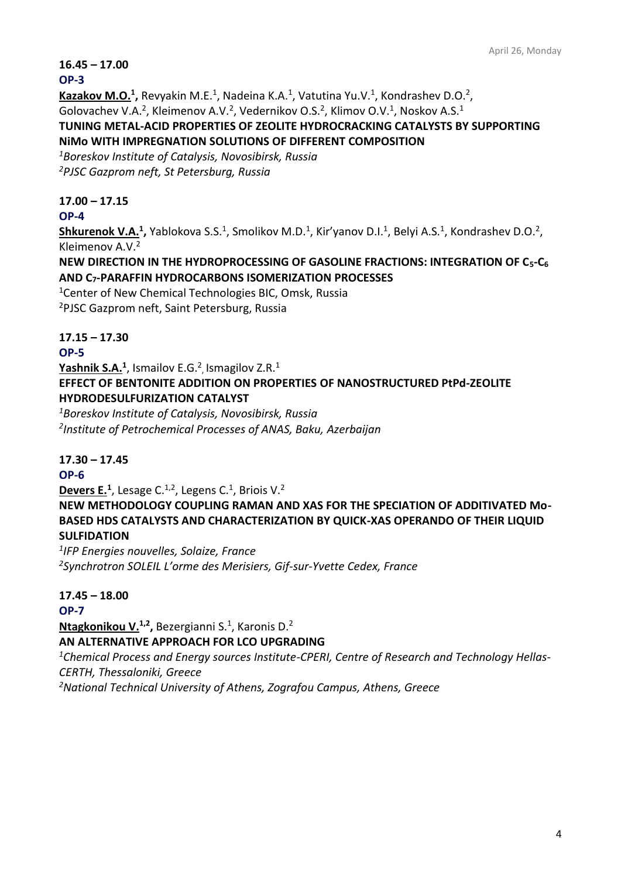**16.45 – 17.00**

**OP-3**

**Kazakov M.O.[1],** Revyakin M.E.[1], Nadeina K.A.[1], Vatutina Yu.V.[1], Kondrashev D.O.[2], Golovachev V.A.[2], Kleimenov A.V.[2], Vedernikov O.S.[2], Klimov O.V.[1], Noskov A.S.[1]

**TUNING METAL-ACID PROPERTIES OF ZEOLITE HYDROCRACKING CATALYSTS BY SUPPORTING NiMo WITH IMPREGNATION SOLUTIONS OF DIFFERENT COMPOSITION**

*[1]Boreskov Institute of Catalysis, Novosibirsk, Russia*
*[2]PJSC Gazprom neft, St Petersburg, Russia*

**17.00 – 17.15**

**OP-4**

**Shkurenok V.A.[1],** Yablokova S.S.[1], Smolikov M.D.[1], Kir'yanov D.I.[1], Belyi A.S.[1], Kondrashev D.O.[2], Kleimenov A.V.[2]

**NEW DIRECTION IN THE HYDROPROCESSING OF GASOLINE FRACTIONS: INTEGRATION OF $C_5$-$C_6$ AND $C_7$-PARAFFIN HYDROCARBONS ISOMERIZATION PROCESSES**

[1]Center of New Chemical Technologies BIC, Omsk, Russia
[2]PJSC Gazprom neft, Saint Petersburg, Russia

**17.15 – 17.30**

**OP-5**

**Yashnik S.A.[1]**, Ismailov E.G.[2], Ismagilov Z.R.[1]

**EFFECT OF BENTONITE ADDITION ON PROPERTIES OF NANOSTRUCTURED PtPd-ZEOLITE HYDRODESULFURIZATION CATALYST**

*[1]Boreskov Institute of Catalysis, Novosibirsk, Russia*
*[2]Institute of Petrochemical Processes of ANAS, Baku, Azerbaijan*

**17.30 – 17.45**

**OP-6**

**Devers E.[1]**, Lesage C.[1,2], Legens C.[1], Briois V.[2]

**NEW METHODOLOGY COUPLING RAMAN AND XAS FOR THE SPECIATION OF ADDITIVATED Mo-BASED HDS CATALYSTS AND CHARACTERIZATION BY QUICK-XAS OPERANDO OF THEIR LIQUID SULFIDATION**

*[1]IFP Energies nouvelles, Solaize, France*
*[2]Synchrotron SOLEIL L'orme des Merisiers, Gif-sur-Yvette Cedex, France*

**17.45 – 18.00**

**OP-7**

**Ntagkonikou V.[1,2],** Bezergianni S.[1], Karonis D.[2]

**AN ALTERNATIVE APPROACH FOR LCO UPGRADING**

*[1]Chemical Process and Energy sources Institute-CPERI, Centre of Research and Technology Hellas-CERTH, Thessaloniki, Greece*
*[2]National Technical University of Athens, Zografou Campus, Athens, Greece*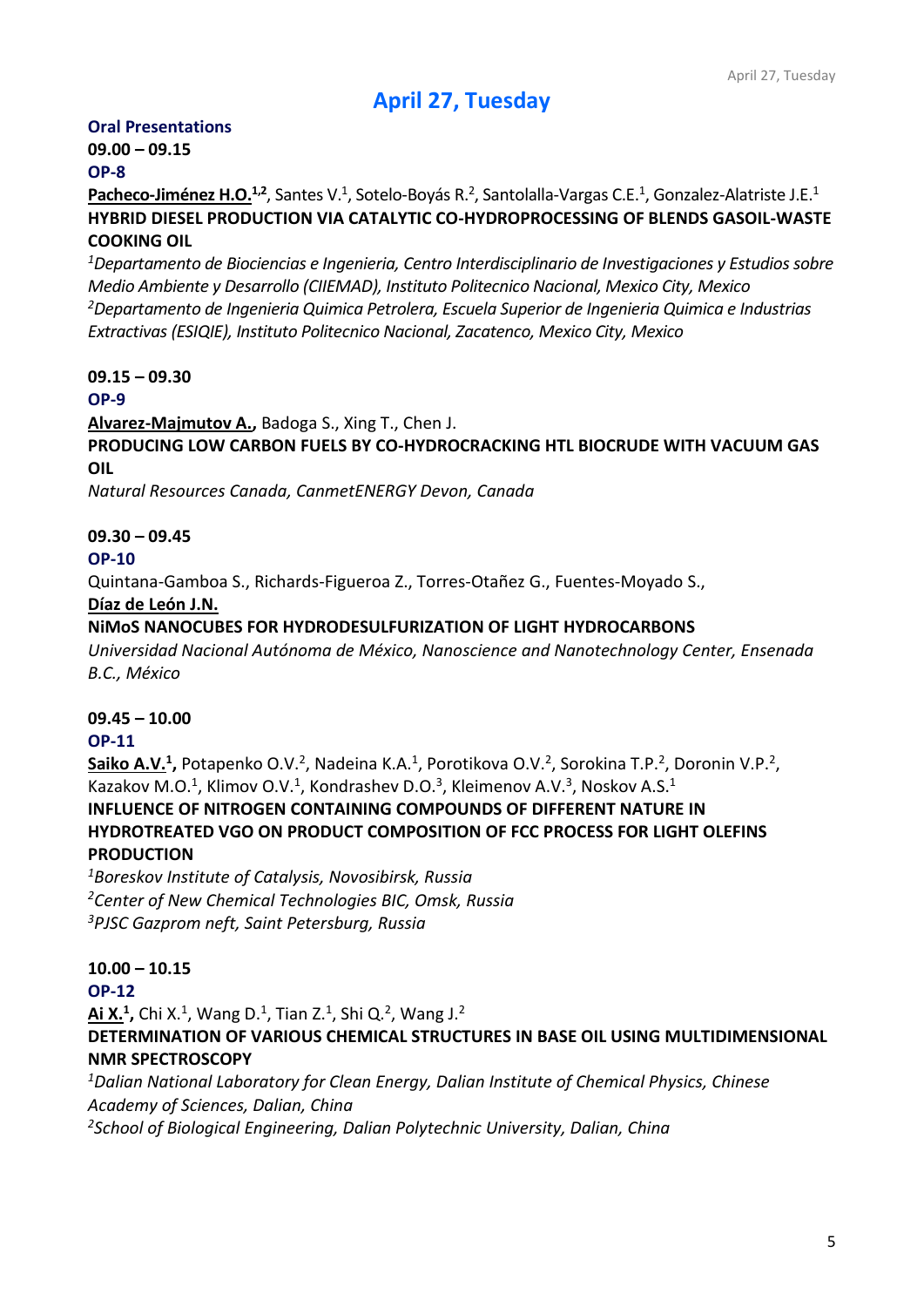## April 27, Tuesday

**Oral Presentations**

**09.00 – 09.15**

**OP-8**

**Pacheco-Jiménez H.O.**[1,2], Santes V.[1], Sotelo-Boyás R.[2], Santolalla-Vargas C.E.[1], Gonzalez-Alatriste J.E.[1]

**HYBRID DIESEL PRODUCTION VIA CATALYTIC CO-HYDROPROCESSING OF BLENDS GASOIL-WASTE COOKING OIL**

*[1]Departamento de Biociencias e Ingenieria, Centro Interdisciplinario de Investigaciones y Estudios sobre Medio Ambiente y Desarrollo (CIIEMAD), Instituto Politecnico Nacional, Mexico City, Mexico*

*[2]Departamento de Ingenieria Quimica Petrolera, Escuela Superior de Ingenieria Quimica e Industrias Extractivas (ESIQIE), Instituto Politecnico Nacional, Zacatenco, Mexico City, Mexico*

**09.15 – 09.30**

**OP-9**

**Alvarez-Majmutov A.**, Badoga S., Xing T., Chen J.

**PRODUCING LOW CARBON FUELS BY CO-HYDROCRACKING HTL BIOCRUDE WITH VACUUM GAS OIL**

*Natural Resources Canada, CanmetENERGY Devon, Canada*

**09.30 – 09.45**

**OP-10**

Quintana-Gamboa S., Richards-Figueroa Z., Torres-Otañez G., Fuentes-Moyado S., **Díaz de León J.N.**

**NiMoS NANOCUBES FOR HYDRODESULFURIZATION OF LIGHT HYDROCARBONS**

*Universidad Nacional Autónoma de México, Nanoscience and Nanotechnology Center, Ensenada B.C., México*

**09.45 – 10.00**

**OP-11**

**Saiko A.V.**[1], Potapenko O.V.[2], Nadeina K.A.[1], Porotikova O.V.[2], Sorokina T.P.[2], Doronin V.P.[2], Kazakov M.O.[1], Klimov O.V.[1], Kondrashev D.O.[3], Kleimenov A.V.[3], Noskov A.S.[1]

**INFLUENCE OF NITROGEN CONTAINING COMPOUNDS OF DIFFERENT NATURE IN HYDROTREATED VGO ON PRODUCT COMPOSITION OF FCC PROCESS FOR LIGHT OLEFINS PRODUCTION**

*[1]Boreskov Institute of Catalysis, Novosibirsk, Russia*

*[2]Center of New Chemical Technologies BIC, Omsk, Russia*

*[3]PJSC Gazprom neft, Saint Petersburg, Russia*

**10.00 – 10.15**

**OP-12**

**Ai X.**[1], Chi X.[1], Wang D.[1], Tian Z.[1], Shi Q.[2], Wang J.[2]

**DETERMINATION OF VARIOUS CHEMICAL STRUCTURES IN BASE OIL USING MULTIDIMENSIONAL NMR SPECTROSCOPY**

*[1]Dalian National Laboratory for Clean Energy, Dalian Institute of Chemical Physics, Chinese Academy of Sciences, Dalian, China*

*[2]School of Biological Engineering, Dalian Polytechnic University, Dalian, China*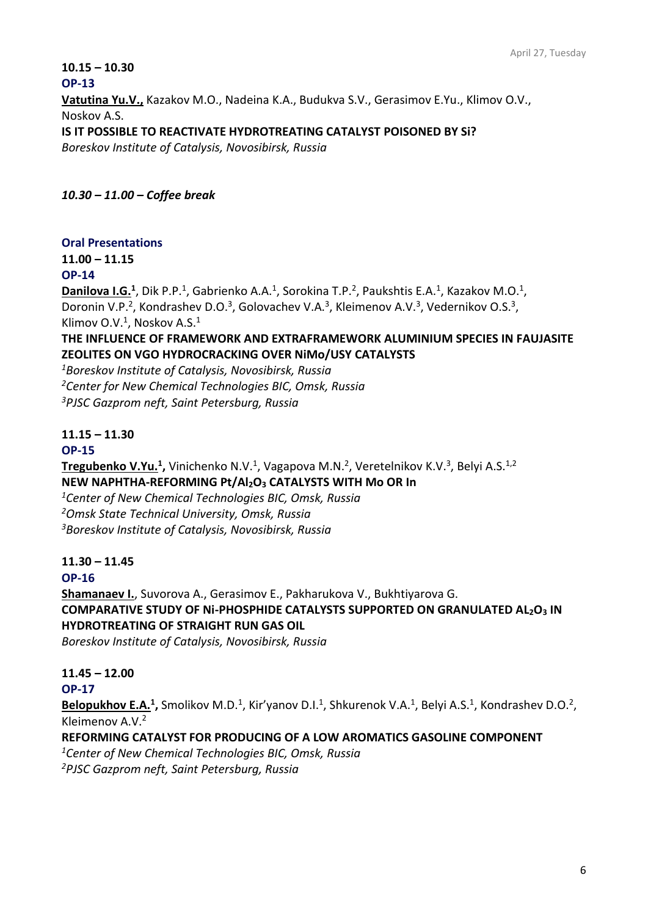**10.15 – 10.30**

**OP-13**

**Vatutina Yu.V.,** Kazakov M.O., Nadeina K.A., Budukva S.V., Gerasimov E.Yu., Klimov O.V., Noskov A.S.

**IS IT POSSIBLE TO REACTIVATE HYDROTREATING CATALYST POISONED BY Si?**

*Boreskov Institute of Catalysis, Novosibirsk, Russia*

***10.30 – 11.00 – Coffee break***

**Oral Presentations**

**11.00 – 11.15**

**OP-14**

**Danilova I.G.[1]**, Dik P.P.[1], Gabrienko A.A.[1], Sorokina T.P.[2], Paukshtis E.A.[1], Kazakov M.O.[1], Doronin V.P.[2], Kondrashev D.O.[3], Golovachev V.A.[3], Kleimenov A.V.[3], Vedernikov O.S.[3], Klimov O.V.[1], Noskov A.S.[1]

**THE INFLUENCE OF FRAMEWORK AND EXTRAFRAMEWORK ALUMINIUM SPECIES IN FAUJASITE ZEOLITES ON VGO HYDROCRACKING OVER NiMo/USY CATALYSTS**

*[1]Boreskov Institute of Catalysis, Novosibirsk, Russia*
*[2]Center for New Chemical Technologies BIC, Omsk, Russia*
*[3]PJSC Gazprom neft, Saint Petersburg, Russia*

**11.15 – 11.30**

**OP-15**

**Tregubenko V.Yu.[1],** Vinichenko N.V.[1], Vagapova M.N.[2], Veretelnikov K.V.[3], Belyi A.S.[1,2]

**NEW NAPHTHA-REFORMING $Pt/Al_2O_3$ CATALYSTS WITH Mo OR In**

*[1]Center of New Chemical Technologies BIC, Omsk, Russia*
*[2]Omsk State Technical University, Omsk, Russia*
*[3]Boreskov Institute of Catalysis, Novosibirsk, Russia*

**11.30 – 11.45**

**OP-16**

**Shamanaev I.**, Suvorova A., Gerasimov E., Pakharukova V., Bukhtiyarova G.

**COMPARATIVE STUDY OF Ni-PHOSPHIDE CATALYSTS SUPPORTED ON GRANULATED $AL_2O_3$ IN HYDROTREATING OF STRAIGHT RUN GAS OIL**

*Boreskov Institute of Catalysis, Novosibirsk, Russia*

**11.45 – 12.00**

**OP-17**

**Belopukhov E.A.[1],** Smolikov M.D.[1], Kir'yanov D.I.[1], Shkurenok V.A.[1], Belyi A.S.[1], Kondrashev D.O.[2], Kleimenov A.V.[2]

**REFORMING CATALYST FOR PRODUCING OF A LOW AROMATICS GASOLINE COMPONENT**

*[1]Center of New Chemical Technologies BIC, Omsk, Russia*
*[2]PJSC Gazprom neft, Saint Petersburg, Russia*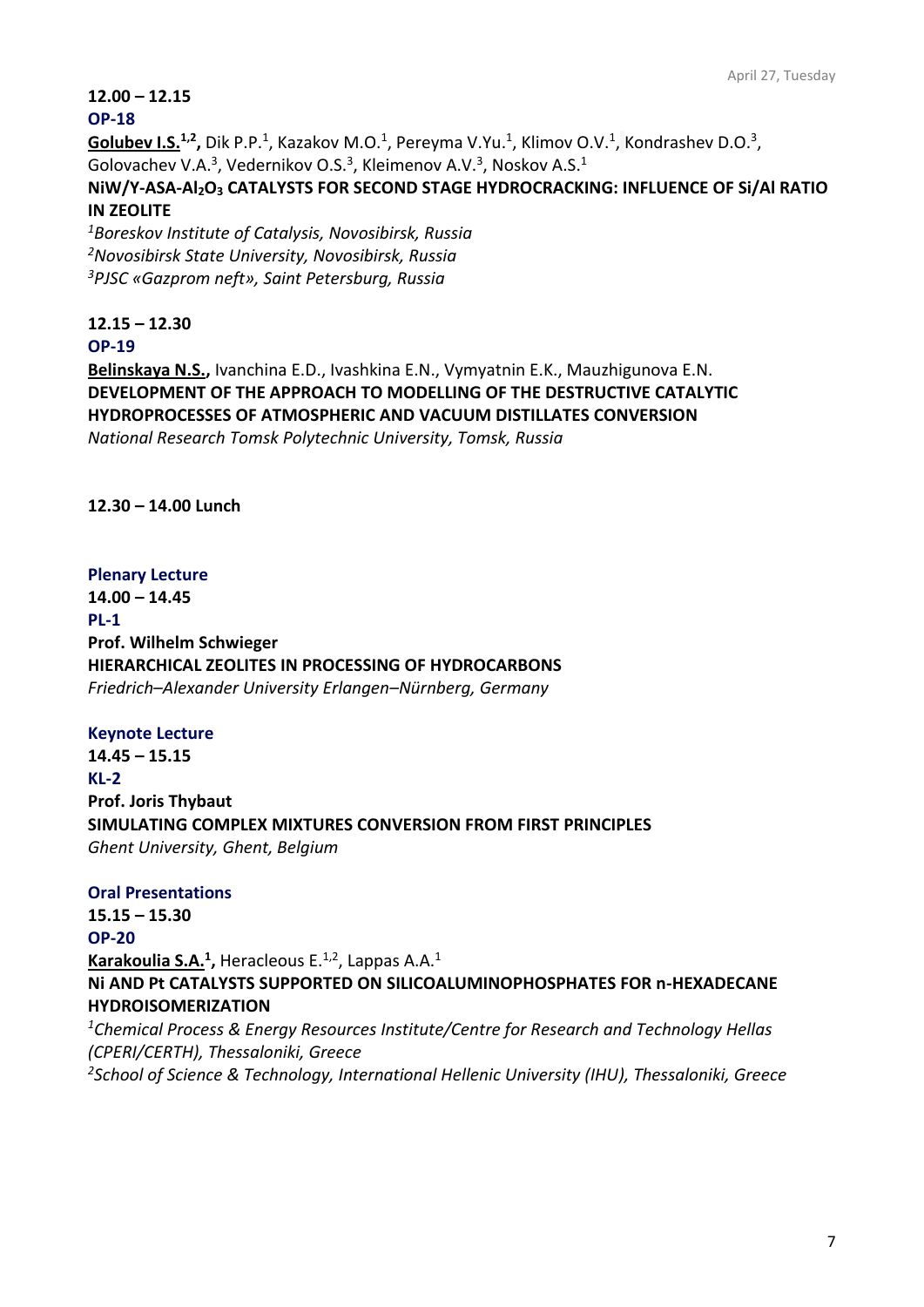**12.00 – 12.15**

**OP-18**

**<u>Golubev I.S.</u>[1,2],** Dik P.P.[1], Kazakov M.O.[1], Pereyma V.Yu.[1], Klimov O.V.[1], Kondrashev D.O.[3], Golovachev V.A.[3], Vedernikov O.S.[3], Kleimenov A.V.[3], Noskov A.S.[1]

**NiW/Y-ASA-$Al_2O_3$ CATALYSTS FOR SECOND STAGE HYDROCRACKING: INFLUENCE OF Si/Al RATIO IN ZEOLITE**

*[1]Boreskov Institute of Catalysis, Novosibirsk, Russia*
*[2]Novosibirsk State University, Novosibirsk, Russia*
*[3]PJSC «Gazprom neft», Saint Petersburg, Russia*

**12.15 – 12.30**

**OP-19**

**<u>Belinskaya N.S.</u>,** Ivanchina E.D., Ivashkina E.N., Vymyatnin E.K., Mauzhigunova E.N.

**DEVELOPMENT OF THE APPROACH TO MODELLING OF THE DESTRUCTIVE CATALYTIC HYDROPROCESSES OF ATMOSPHERIC AND VACUUM DISTILLATES CONVERSION**

*National Research Tomsk Polytechnic University, Tomsk, Russia*

**12.30 – 14.00 Lunch**

**Plenary Lecture**

**14.00 – 14.45**

**PL-1**

**Prof. Wilhelm Schwieger**

**HIERARCHICAL ZEOLITES IN PROCESSING OF HYDROCARBONS**

*Friedrich–Alexander University Erlangen–Nürnberg, Germany*

**Keynote Lecture**

**14.45 – 15.15**

**KL-2**

**Prof. Joris Thybaut**

**SIMULATING COMPLEX MIXTURES CONVERSION FROM FIRST PRINCIPLES**

*Ghent University, Ghent, Belgium*

**Oral Presentations**

**15.15 – 15.30**

**OP-20**

**<u>Karakoulia S.A.</u>[1],** Heracleous E.[1,2], Lappas A.A.[1]

**Ni AND Pt CATALYSTS SUPPORTED ON SILICOALUMINOPHOSPHATES FOR n-HEXADECANE HYDROISOMERIZATION**

*[1]Chemical Process & Energy Resources Institute/Centre for Research and Technology Hellas (CPERI/CERTH), Thessaloniki, Greece*
*[2]School of Science & Technology, International Hellenic University (IHU), Thessaloniki, Greece*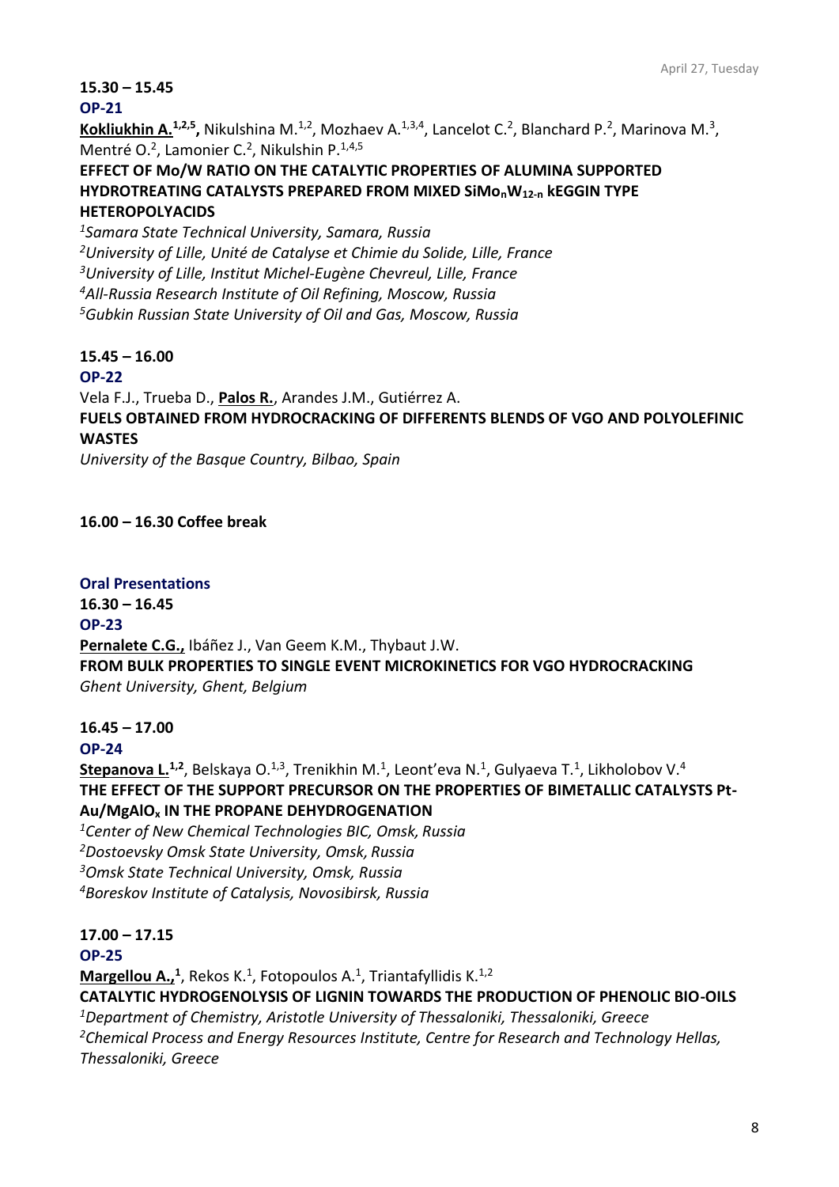**15.30 – 15.45**
**OP-21**

**Kokliukhin A.**[1,2,5], Nikulshina M.[1,2], Mozhaev A.[1,3,4], Lancelot C.[2], Blanchard P.[2], Marinova M.[3], Mentré O.[2], Lamonier C.[2], Nikulshin P.[1,4,5]

**EFFECT OF Mo/W RATIO ON THE CATALYTIC PROPERTIES OF ALUMINA SUPPORTED HYDROTREATING CATALYSTS PREPARED FROM MIXED $SiMo_nW_{12-n}$ kEGGIN TYPE HETEROPOLYACIDS**

*[1]Samara State Technical University, Samara, Russia*
*[2]University of Lille, Unité de Catalyse et Chimie du Solide, Lille, France*
*[3]University of Lille, Institut Michel-Eugène Chevreul, Lille, France*
*[4]All-Russia Research Institute of Oil Refining, Moscow, Russia*
*[5]Gubkin Russian State University of Oil and Gas, Moscow, Russia*

**15.45 – 16.00**
**OP-22**

Vela F.J., Trueba D., **Palos R.**, Arandes J.M., Gutiérrez A.

**FUELS OBTAINED FROM HYDROCRACKING OF DIFFERENTS BLENDS OF VGO AND POLYOLEFINIC WASTES**

*University of the Basque Country, Bilbao, Spain*

**16.00 – 16.30 Coffee break**

**Oral Presentations**

**16.30 – 16.45**
**OP-23**

**Pernalete C.G.,** Ibáñez J., Van Geem K.M., Thybaut J.W.

**FROM BULK PROPERTIES TO SINGLE EVENT MICROKINETICS FOR VGO HYDROCRACKING**

*Ghent University, Ghent, Belgium*

**16.45 – 17.00**
**OP-24**

**Stepanova L.**[1,2], Belskaya O.[1,3], Trenikhin M.[1], Leont'eva N.[1], Gulyaeva T.[1], Likholobov V.[4]

**THE EFFECT OF THE SUPPORT PRECURSOR ON THE PROPERTIES OF BIMETALLIC CATALYSTS Pt-Au/$MgAlO_x$ IN THE PROPANE DEHYDROGENATION**

*[1]Center of New Chemical Technologies BIC, Omsk, Russia*
*[2]Dostoevsky Omsk State University, Omsk, Russia*
*[3]Omsk State Technical University, Omsk, Russia*
*[4]Boreskov Institute of Catalysis, Novosibirsk, Russia*

**17.00 – 17.15**
**OP-25**

**Margellou A.,**[1], Rekos K.[1], Fotopoulos A.[1], Triantafyllidis K.[1,2]

**CATALYTIC HYDROGENOLYSIS OF LIGNIN TOWARDS THE PRODUCTION OF PHENOLIC BIO-OILS**

*[1]Department of Chemistry, Aristotle University of Thessaloniki, Thessaloniki, Greece*
*[2]Chemical Process and Energy Resources Institute, Centre for Research and Technology Hellas, Thessaloniki, Greece*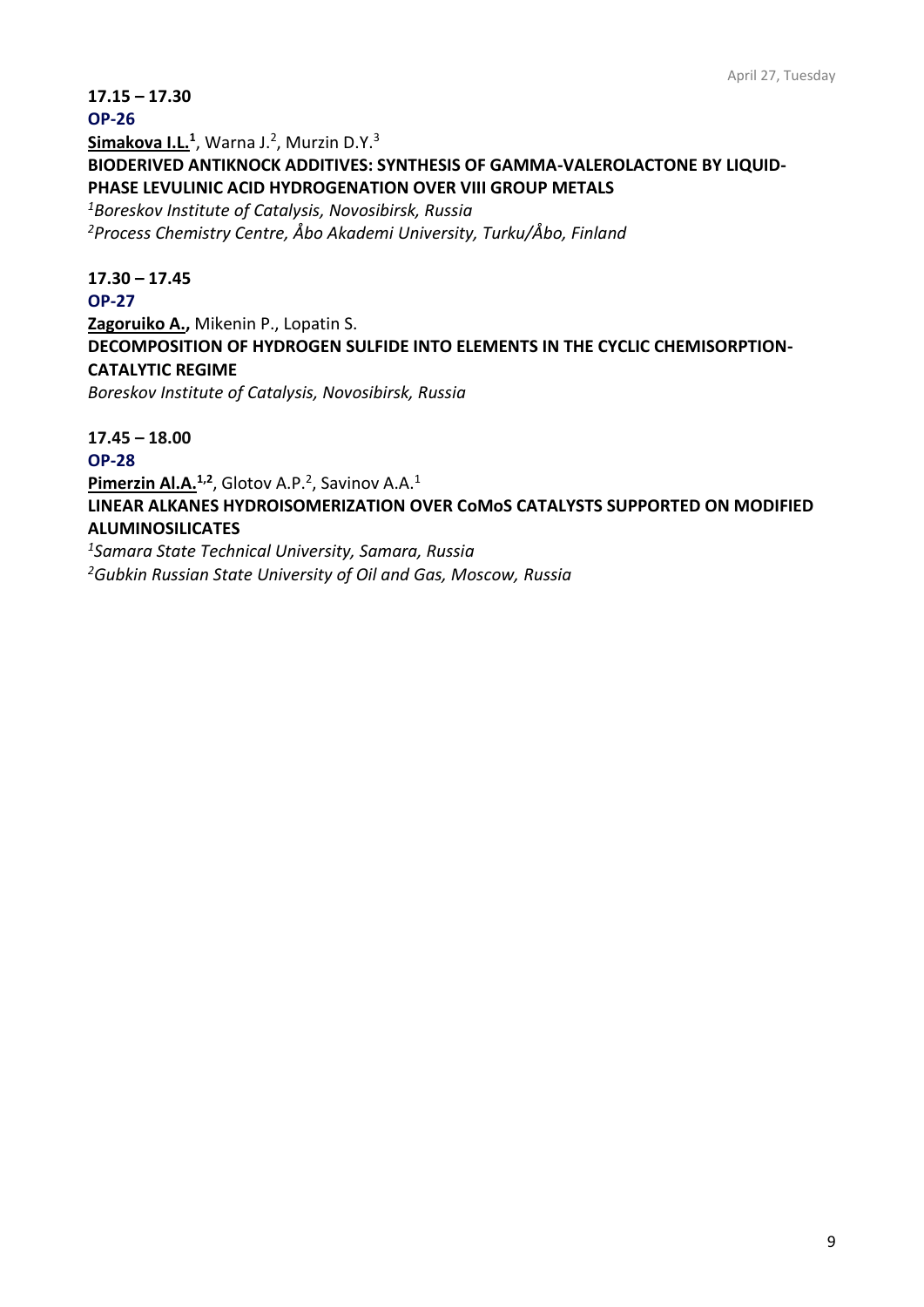**17.15 – 17.30**

**OP-26**

**Simakova I.L.**[1], Warna J.[2], Murzin D.Y.[3]

**BIODERIVED ANTIKNOCK ADDITIVES: SYNTHESIS OF GAMMA-VALEROLACTONE BY LIQUID-PHASE LEVULINIC ACID HYDROGENATION OVER VIII GROUP METALS**

*[1]Boreskov Institute of Catalysis, Novosibirsk, Russia*
*[2]Process Chemistry Centre, Åbo Akademi University, Turku/Åbo, Finland*

**17.30 – 17.45**

**OP-27**

**Zagoruiko A.,** Mikenin P., Lopatin S.

**DECOMPOSITION OF HYDROGEN SULFIDE INTO ELEMENTS IN THE CYCLIC CHEMISORPTION-CATALYTIC REGIME**

*Boreskov Institute of Catalysis, Novosibirsk, Russia*

**17.45 – 18.00**

**OP-28**

**Pimerzin Al.A.**[1,2], Glotov A.P.[2], Savinov A.A.[1]

**LINEAR ALKANES HYDROISOMERIZATION OVER CoMoS CATALYSTS SUPPORTED ON MODIFIED ALUMINOSILICATES**

*[1]Samara State Technical University, Samara, Russia*
*[2]Gubkin Russian State University of Oil and Gas, Moscow, Russia*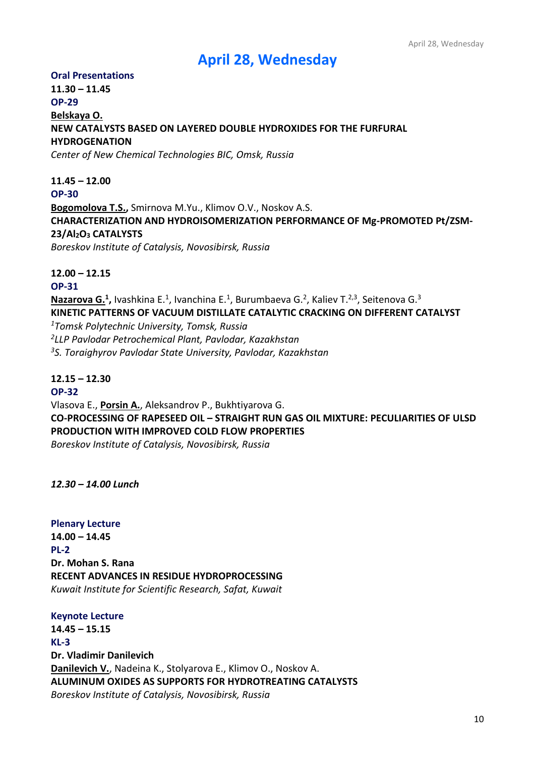# April 28, Wednesday

**Oral Presentations**

**11.30 – 11.45**
**OP-29**
**Belskaya O.**
**NEW CATALYSTS BASED ON LAYERED DOUBLE HYDROXIDES FOR THE FURFURAL HYDROGENATION**
*Center of New Chemical Technologies BIC, Omsk, Russia*

**11.45 – 12.00**
**OP-30**
**Bogomolova T.S.,** Smirnova M.Yu., Klimov O.V., Noskov A.S.
**CHARACTERIZATION AND HYDROISOMERIZATION PERFORMANCE OF Mg-PROMOTED Pt/ZSM-23/$Al_2O_3$ CATALYSTS**
*Boreskov Institute of Catalysis, Novosibirsk, Russia*

**12.00 – 12.15**
**OP-31**
**Nazarova G.[1],** Ivashkina E.[1], Ivanchina E.[1], Burumbaeva G.[2], Kaliev T.[2,3], Seitenova G.[3]
**KINETIC PATTERNS OF VACUUM DISTILLATE CATALYTIC CRACKING ON DIFFERENT CATALYST**
[1]*Tomsk Polytechnic University, Tomsk, Russia*
[2]*LLP Pavlodar Petrochemical Plant, Pavlodar, Kazakhstan*
[3]*S. Toraighyrov Pavlodar State University, Pavlodar, Kazakhstan*

**12.15 – 12.30**
**OP-32**
Vlasova E., **Porsin A.**, Aleksandrov P., Bukhtiyarova G.
**CO-PROCESSING OF RAPESEED OIL – STRAIGHT RUN GAS OIL MIXTURE: PECULIARITIES OF ULSD PRODUCTION WITH IMPROVED COLD FLOW PROPERTIES**
*Boreskov Institute of Catalysis, Novosibirsk, Russia*

***12.30 – 14.00 Lunch***

**Plenary Lecture**

**14.00 – 14.45**
**PL-2**
**Dr. Mohan S. Rana**
**RECENT ADVANCES IN RESIDUE HYDROPROCESSING**
*Kuwait Institute for Scientific Research, Safat, Kuwait*

**Keynote Lecture**

**14.45 – 15.15**
**KL-3**
**Dr. Vladimir Danilevich**
**Danilevich V.**, Nadeina K., Stolyarova E., Klimov O., Noskov A.
**ALUMINUM OXIDES AS SUPPORTS FOR HYDROTREATING CATALYSTS**
*Boreskov Institute of Catalysis, Novosibirsk, Russia*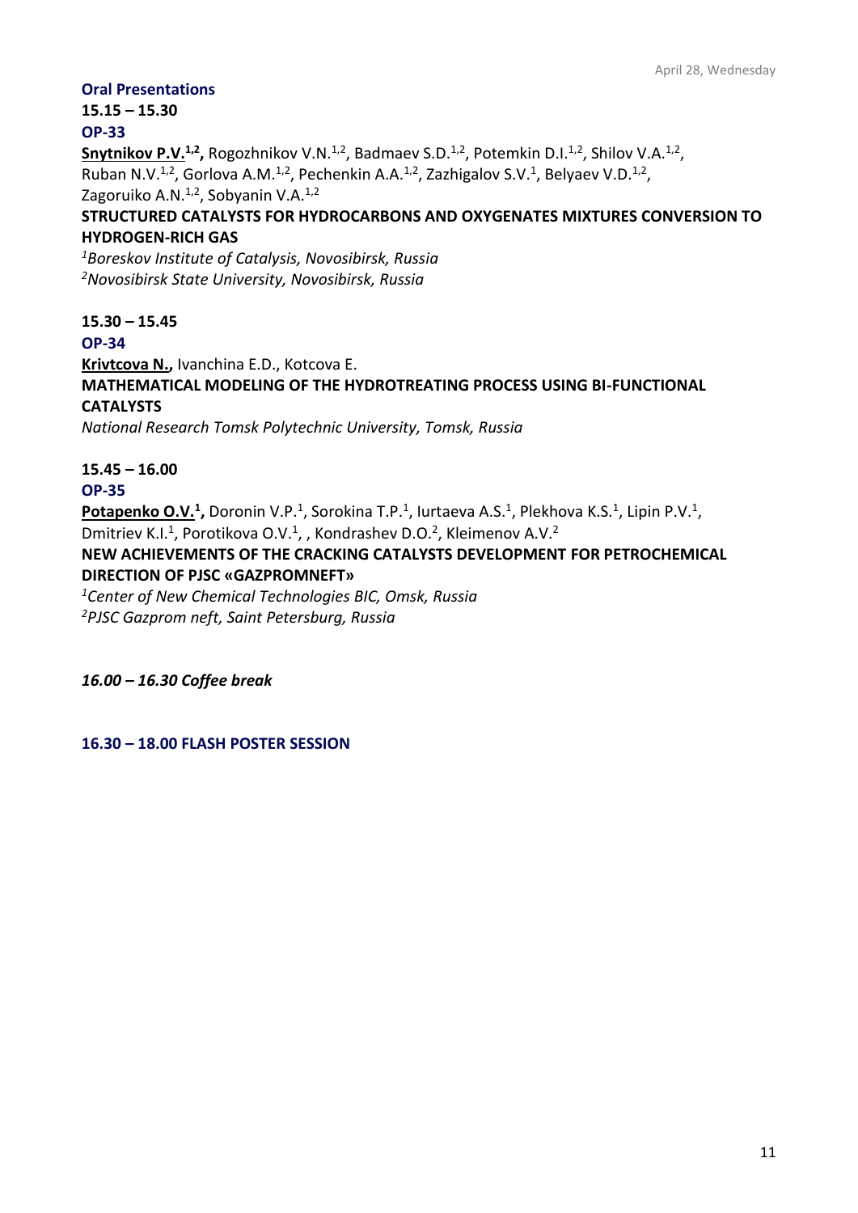## Oral Presentations

**15.15 – 15.30**

**OP-33**

**<u>Snytnikov P.V.</u>[1,2],** Rogozhnikov V.N.[1,2], Badmaev S.D.[1,2], Potemkin D.I.[1,2], Shilov V.A.[1,2], Ruban N.V.[1,2], Gorlova A.M.[1,2], Pechenkin A.A.[1,2], Zazhigalov S.V.[1], Belyaev V.D.[1,2], Zagoruiko A.N.[1,2], Sobyanin V.A.[1,2]

**STRUCTURED CATALYSTS FOR HYDROCARBONS AND OXYGENATES MIXTURES CONVERSION TO HYDROGEN-RICH GAS**

*[1]Boreskov Institute of Catalysis, Novosibirsk, Russia*
*[2]Novosibirsk State University, Novosibirsk, Russia*

**15.30 – 15.45**

**OP-34**

**<u>Krivtcova N.</u>,** Ivanchina E.D., Kotcova E.

**MATHEMATICAL MODELING OF THE HYDROTREATING PROCESS USING BI-FUNCTIONAL CATALYSTS**

*National Research Tomsk Polytechnic University, Tomsk, Russia*

**15.45 – 16.00**

**OP-35**

**<u>Potapenko O.V.</u>[1],** Doronin V.P.[1], Sorokina T.P.[1], Iurtaeva A.S.[1], Plekhova K.S.[1], Lipin P.V.[1], Dmitriev K.I.[1], Porotikova O.V.[1], , Kondrashev D.O.[2], Kleimenov A.V.[2]

**NEW ACHIEVEMENTS OF THE CRACKING CATALYSTS DEVELOPMENT FOR PETROCHEMICAL DIRECTION OF PJSC «GAZPROMNEFT»**

*[1]Center of New Chemical Technologies BIC, Omsk, Russia*
*[2]PJSC Gazprom neft, Saint Petersburg, Russia*

***16.00 – 16.30 Coffee break***

**16.30 – 18.00 FLASH POSTER SESSION**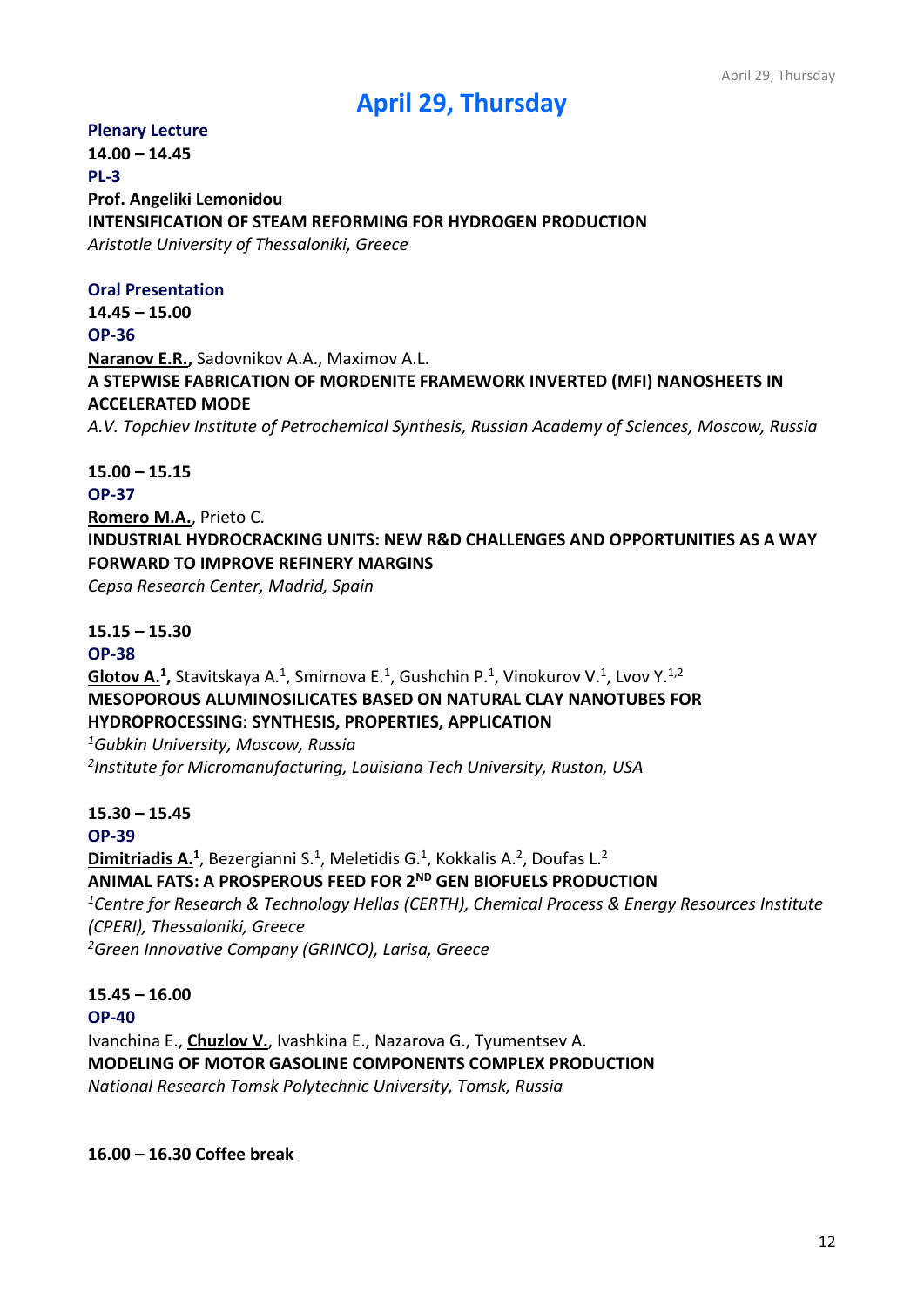# April 29, Thursday

**Plenary Lecture**

**14.00 – 14.45**

**PL-3**

**Prof. Angeliki Lemonidou**

**INTENSIFICATION OF STEAM REFORMING FOR HYDROGEN PRODUCTION**

*Aristotle University of Thessaloniki, Greece*

**Oral Presentation**

**14.45 – 15.00**

**OP-36**

**Naranov E.R.,** Sadovnikov A.A., Maximov A.L.

**A STEPWISE FABRICATION OF MORDENITE FRAMEWORK INVERTED (MFI) NANOSHEETS IN ACCELERATED MODE**

*A.V. Topchiev Institute of Petrochemical Synthesis, Russian Academy of Sciences, Moscow, Russia*

**15.00 – 15.15**

**OP-37**

**Romero M.A.**, Prieto C.

**INDUSTRIAL HYDROCRACKING UNITS: NEW R&D CHALLENGES AND OPPORTUNITIES AS A WAY FORWARD TO IMPROVE REFINERY MARGINS**

*Cepsa Research Center, Madrid, Spain*

**15.15 – 15.30**

**OP-38**

**Glotov A.[1],** Stavitskaya A.[1], Smirnova E.[1], Gushchin P.[1], Vinokurov V.[1], Lvov Y.[1,2]

**MESOPOROUS ALUMINOSILICATES BASED ON NATURAL CLAY NANOTUBES FOR HYDROPROCESSING: SYNTHESIS, PROPERTIES, APPLICATION**

[1]*Gubkin University, Moscow, Russia*

[2]*Institute for Micromanufacturing, Louisiana Tech University, Ruston, USA*

**15.30 – 15.45**

**OP-39**

**Dimitriadis A.[1]**, Bezergianni S.[1], Meletidis G.[1], Kokkalis A.[2], Doufas L.[2]

**ANIMAL FATS: A PROSPEROUS FEED FOR 2$^{ND}$ GEN BIOFUELS PRODUCTION**

[1]*Centre for Research & Technology Hellas (CERTH), Chemical Process & Energy Resources Institute (CPERI), Thessaloniki, Greece*

[2]*Green Innovative Company (GRINCO), Larisa, Greece*

**15.45 – 16.00**

**OP-40**

Ivanchina E., **Chuzlov V.**, Ivashkina E., Nazarova G., Tyumentsev A.

**MODELING OF MOTOR GASOLINE COMPONENTS COMPLEX PRODUCTION**

*National Research Tomsk Polytechnic University, Tomsk, Russia*

**16.00 – 16.30 Coffee break**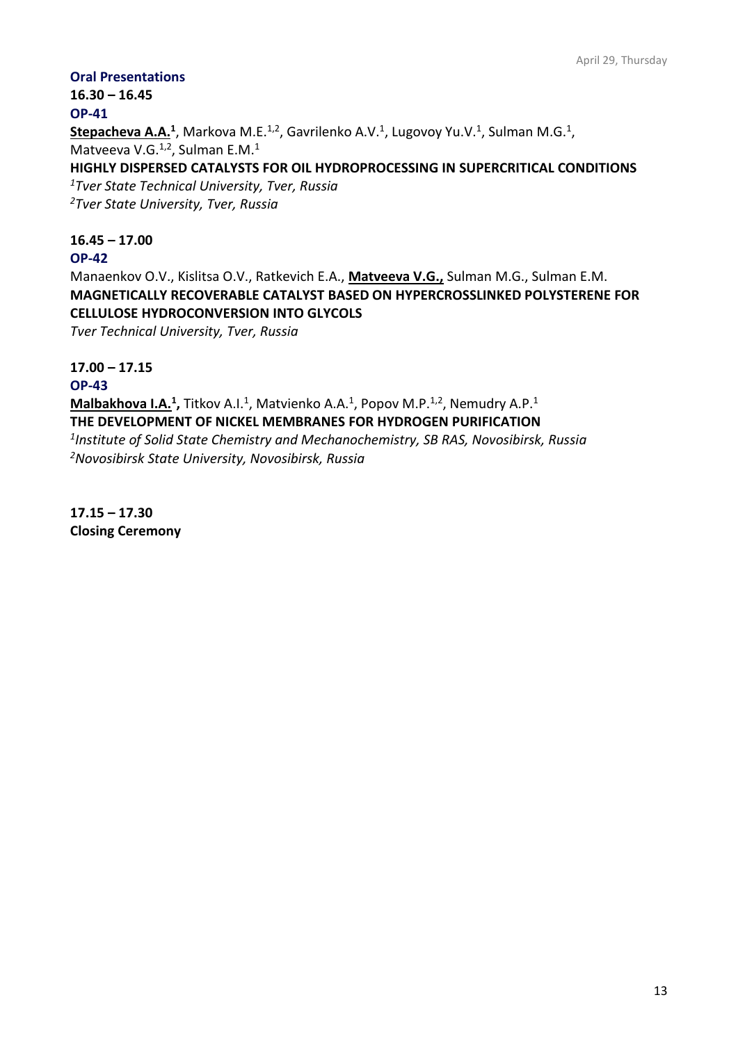## Oral Presentations

**16.30 – 16.45**

**OP-41**

**<u>Stepacheva A.A.</u>**[1], Markova M.E.[1,2], Gavrilenko A.V.[1], Lugovoy Yu.V.[1], Sulman M.G.[1], Matveeva V.G.[1,2], Sulman E.M.[1]

**HIGHLY DISPERSED CATALYSTS FOR OIL HYDROPROCESSING IN SUPERCRITICAL CONDITIONS**

*[1]Tver State Technical University, Tver, Russia*
*[2]Tver State University, Tver, Russia*

**16.45 – 17.00**

**OP-42**

Manaenkov O.V., Kislitsa O.V., Ratkevich E.A., **<u>Matveeva V.G.,</u>** Sulman M.G., Sulman E.M.

**MAGNETICALLY RECOVERABLE CATALYST BASED ON HYPERCROSSLINKED POLYSTERENE FOR CELLULOSE HYDROCONVERSION INTO GLYCOLS**

*Tver Technical University, Tver, Russia*

**17.00 – 17.15**

**OP-43**

**<u>Malbakhova I.A.</u>**[1]**,** Titkov A.I.[1], Matvienko A.A.[1], Popov M.P.[1,2], Nemudry A.P.[1]

**THE DEVELOPMENT OF NICKEL MEMBRANES FOR HYDROGEN PURIFICATION**

*[1]Institute of Solid State Chemistry and Mechanochemistry, SB RAS, Novosibirsk, Russia*
*[2]Novosibirsk State University, Novosibirsk, Russia*

**17.15 – 17.30**

**Closing Ceremony**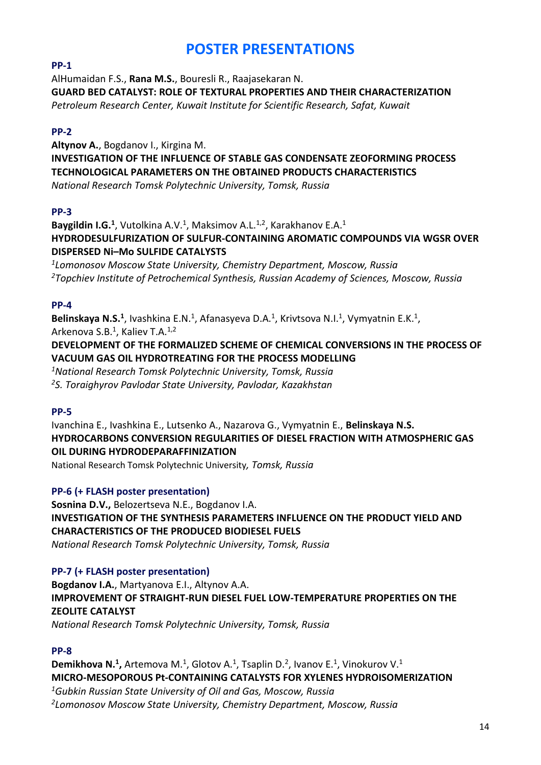# POSTER PRESENTATIONS

**PP-1**

AlHumaidan F.S., **Rana M.S.**, Bouresli R., Raajasekaran N.

**GUARD BED CATALYST: ROLE OF TEXTURAL PROPERTIES AND THEIR CHARACTERIZATION**

*Petroleum Research Center, Kuwait Institute for Scientific Research, Safat, Kuwait*

**PP-2**

**Altynov A.**, Bogdanov I., Kirgina M.

**INVESTIGATION OF THE INFLUENCE OF STABLE GAS CONDENSATE ZEOFORMING PROCESS TECHNOLOGICAL PARAMETERS ON THE OBTAINED PRODUCTS CHARACTERISTICS**

*National Research Tomsk Polytechnic University, Tomsk, Russia*

**PP-3**

**Baygildin I.G.[1]**, Vutolkina A.V.[1], Maksimov A.L.[1,2], Karakhanov E.A.[1]

**HYDRODESULFURIZATION OF SULFUR-CONTAINING AROMATIC COMPOUNDS VIA WGSR OVER DISPERSED Ni–Mo SULFIDE CATALYSTS**

*[1]Lomonosov Moscow State University, Chemistry Department, Moscow, Russia*
*[2]Topchiev Institute of Petrochemical Synthesis, Russian Academy of Sciences, Moscow, Russia*

**PP-4**

**Belinskaya N.S.[1]**, Ivashkina E.N.[1], Afanasyeva D.A.[1], Krivtsova N.I.[1], Vymyatnin E.K.[1], Arkenova S.B.[1], Kaliev T.A.[1,2]

**DEVELOPMENT OF THE FORMALIZED SCHEME OF CHEMICAL CONVERSIONS IN THE PROCESS OF VACUUM GAS OIL HYDROTREATING FOR THE PROCESS MODELLING**

*[1]National Research Tomsk Polytechnic University, Tomsk, Russia*
*[2]S. Toraighyrov Pavlodar State University, Pavlodar, Kazakhstan*

**PP-5**

Ivanchina E., Ivashkina E., Lutsenko A., Nazarova G., Vymyatnin E., **Belinskaya N.S.**

**HYDROCARBONS CONVERSION REGULARITIES OF DIESEL FRACTION WITH ATMOSPHERIC GAS OIL DURING HYDRODEPARAFFINIZATION**

National Research Tomsk Polytechnic University*, Tomsk, Russia*

**PP-6 (+ FLASH poster presentation)**

**Sosnina D.V.,** Belozertseva N.E., Bogdanov I.A.

**INVESTIGATION OF THE SYNTHESIS PARAMETERS INFLUENCE ON THE PRODUCT YIELD AND CHARACTERISTICS OF THE PRODUCED BIODIESEL FUELS**

*National Research Tomsk Polytechnic University, Tomsk, Russia*

**PP-7 (+ FLASH poster presentation)**

**Bogdanov I.A.**, Martyanova E.I., Altynov A.A.

**IMPROVEMENT OF STRAIGHT-RUN DIESEL FUEL LOW-TEMPERATURE PROPERTIES ON THE ZEOLITE CATALYST**

*National Research Tomsk Polytechnic University, Tomsk, Russia*

**PP-8**

**Demikhova N.[1],** Artemova M.[1], Glotov A.[1], Tsaplin D.[2], Ivanov E.[1], Vinokurov V.[1]

**MICRO-MESOPOROUS Pt-CONTAINING CATALYSTS FOR XYLENES HYDROISOMERIZATION**

*[1]Gubkin Russian State University of Oil and Gas, Moscow, Russia*
*[2]Lomonosov Moscow State University, Chemistry Department, Moscow, Russia*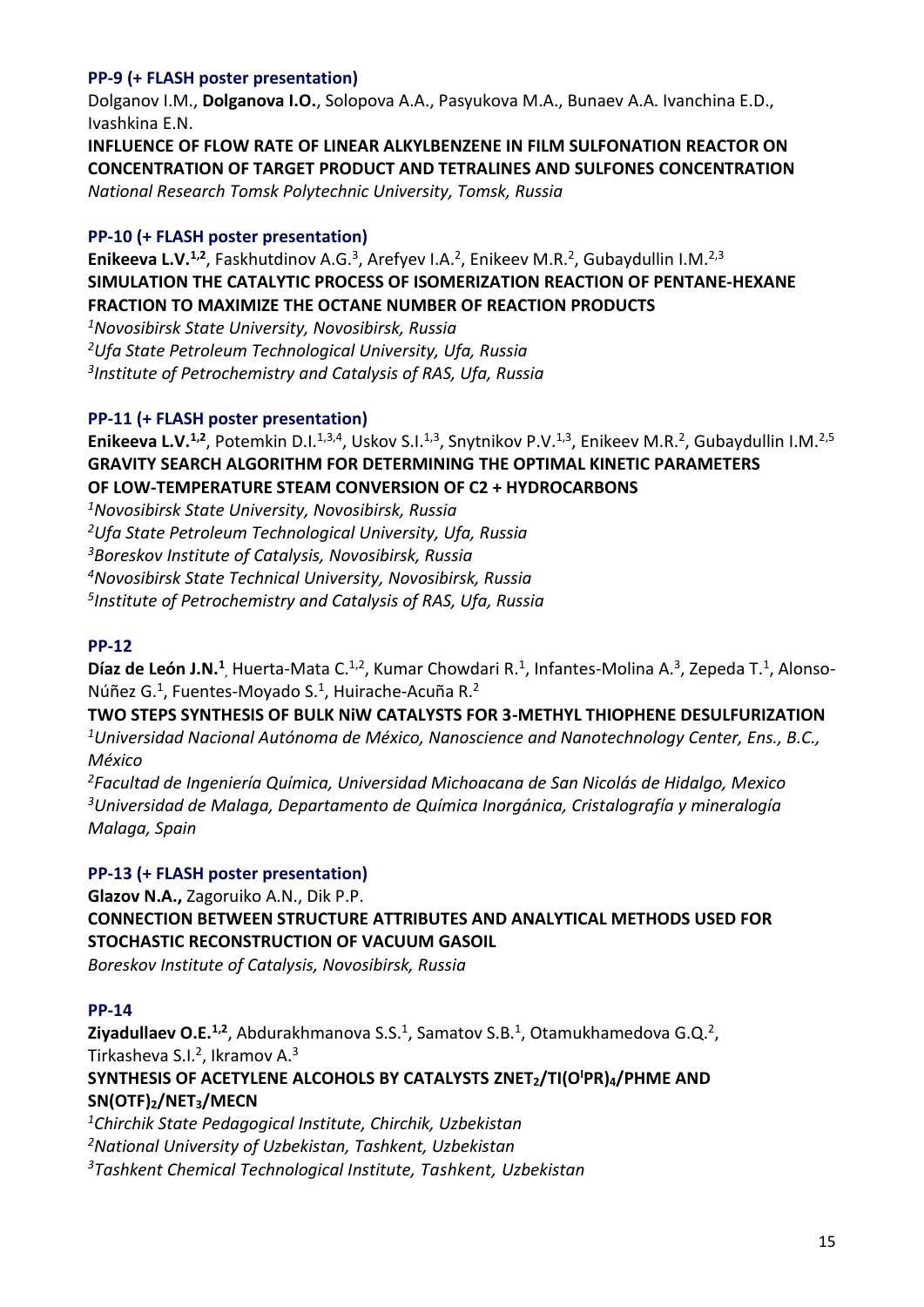### PP-9 (+ FLASH poster presentation)

Dolganov I.M., **Dolganova I.O.**, Solopova A.A., Pasyukova M.A., Bunaev A.A. Ivanchina E.D., Ivashkina E.N.

**INFLUENCE OF FLOW RATE OF LINEAR ALKYLBENZENE IN FILM SULFONATION REACTOR ON CONCENTRATION OF TARGET PRODUCT AND TETRALINES AND SULFONES CONCENTRATION**

*National Research Tomsk Polytechnic University, Tomsk, Russia*

### PP-10 (+ FLASH poster presentation)

**Enikeeva L.V.**[1,2], Faskhutdinov A.G.[3], Arefyev I.A.[2], Enikeev M.R.[2], Gubaydullin I.M.[2,3]

**SIMULATION THE CATALYTIC PROCESS OF ISOMERIZATION REACTION OF PENTANE-HEXANE FRACTION TO MAXIMIZE THE OCTANE NUMBER OF REACTION PRODUCTS**

[1]*Novosibirsk State University, Novosibirsk, Russia*
[2]*Ufa State Petroleum Technological University, Ufa, Russia*
[3]*Institute of Petrochemistry and Catalysis of RAS, Ufa, Russia*

### PP-11 (+ FLASH poster presentation)

**Enikeeva L.V.**[1,2], Potemkin D.I.[1,3,4], Uskov S.I.[1,3], Snytnikov P.V.[1,3], Enikeev M.R.[2], Gubaydullin I.M.[2,5]

**GRAVITY SEARCH ALGORITHM FOR DETERMINING THE OPTIMAL KINETIC PARAMETERS OF LOW-TEMPERATURE STEAM CONVERSION OF C2 + HYDROCARBONS**

[1]*Novosibirsk State University, Novosibirsk, Russia*
[2]*Ufa State Petroleum Technological University, Ufa, Russia*
[3]*Boreskov Institute of Catalysis, Novosibirsk, Russia*
[4]*Novosibirsk State Technical University, Novosibirsk, Russia*
[5]*Institute of Petrochemistry and Catalysis of RAS, Ufa, Russia*

### PP-12

**Díaz de León J.N.**[1], Huerta-Mata C.[1,2], Kumar Chowdari R.[1], Infantes-Molina A.[3], Zepeda T.[1], Alonso-Núñez G.[1], Fuentes-Moyado S.[1], Huirache-Acuña R.[2]

**TWO STEPS SYNTHESIS OF BULK NiW CATALYSTS FOR 3-METHYL THIOPHENE DESULFURIZATION**

[1]*Universidad Nacional Autónoma de México, Nanoscience and Nanotechnology Center, Ens., B.C., México*
[2]*Facultad de Ingeniería Química, Universidad Michoacana de San Nicolás de Hidalgo, Mexico*
[3]*Universidad de Malaga, Departamento de Química Inorgánica, Cristalografía y mineralogía Malaga, Spain*

### PP-13 (+ FLASH poster presentation)

**Glazov N.A.,** Zagoruiko A.N., Dik P.P.

**CONNECTION BETWEEN STRUCTURE ATTRIBUTES AND ANALYTICAL METHODS USED FOR STOCHASTIC RECONSTRUCTION OF VACUUM GASOIL**

*Boreskov Institute of Catalysis, Novosibirsk, Russia*

### PP-14

**Ziyadullaev O.E.**[1,2], Abdurakhmanova S.S.[1], Samatov S.B.[1], Otamukhamedova G.Q.[2], Tirkasheva S.I.[2], Ikramov A.[3]

**SYNTHESIS OF ACETYLENE ALCOHOLS BY CATALYSTS $ZNET_2/TI(O^iPR)_4$/PHME AND $SN(OTF)_2/NET_3$/MECN**

[1]*Chirchik State Pedagogical Institute, Chirchik, Uzbekistan*
[2]*National University of Uzbekistan, Tashkent, Uzbekistan*
[3]*Tashkent Chemical Technological Institute, Tashkent, Uzbekistan*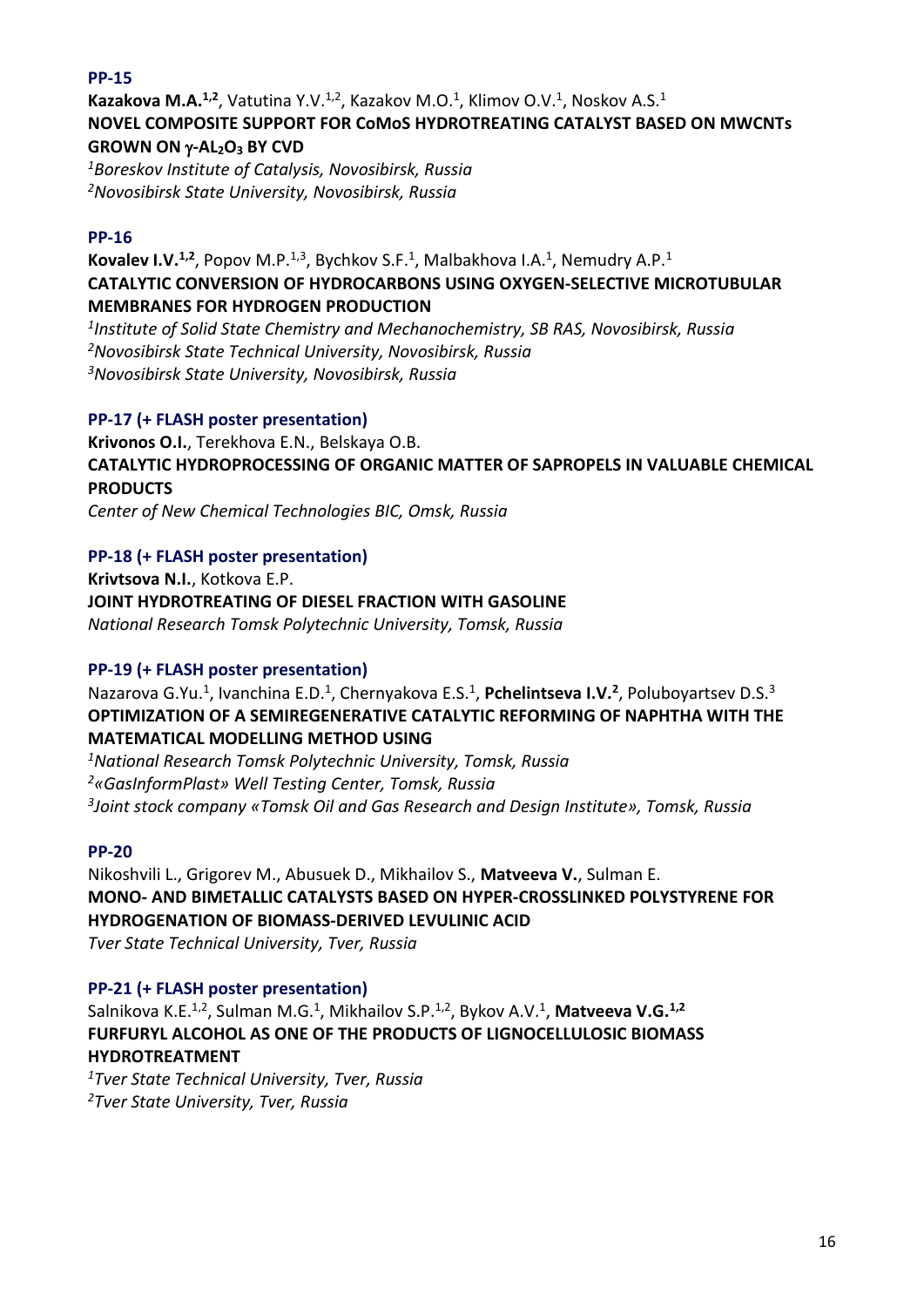**PP-15**

**Kazakova M.A.[1,2]**, Vatutina Y.V.[1,2], Kazakov M.O.[1], Klimov O.V.[1], Noskov A.S.[1]

**NOVEL COMPOSITE SUPPORT FOR CoMoS HYDROTREATING CATALYST BASED ON MWCNTs GROWN ON γ-$AL_2O_3$ BY CVD**

*[1]Boreskov Institute of Catalysis, Novosibirsk, Russia*
*[2]Novosibirsk State University, Novosibirsk, Russia*

**PP-16**

**Kovalev I.V.[1,2]**, Popov M.P.[1,3], Bychkov S.F.[1], Malbakhova I.A.[1], Nemudry A.P.[1]

**CATALYTIC CONVERSION OF HYDROCARBONS USING OXYGEN-SELECTIVE MICROTUBULAR MEMBRANES FOR HYDROGEN PRODUCTION**

*[1]Institute of Solid State Chemistry and Mechanochemistry, SB RAS, Novosibirsk, Russia*
*[2]Novosibirsk State Technical University, Novosibirsk, Russia*
*[3]Novosibirsk State University, Novosibirsk, Russia*

**PP-17 (+ FLASH poster presentation)**

**Krivonos O.I.**, Terekhova E.N., Belskaya O.B.

**CATALYTIC HYDROPROCESSING OF ORGANIC MATTER OF SAPROPELS IN VALUABLE CHEMICAL PRODUCTS**

*Center of New Chemical Technologies BIC, Omsk, Russia*

**PP-18 (+ FLASH poster presentation)**

**Krivtsova N.I.**, Kotkova E.P.

**JOINT HYDROTREATING OF DIESEL FRACTION WITH GASOLINE**

*National Research Tomsk Polytechnic University, Tomsk, Russia*

**PP-19 (+ FLASH poster presentation)**

Nazarova G.Yu.[1], Ivanchina E.D.[1], Chernyakova E.S.[1], **Pchelintseva I.V.[2]**, Poluboyartsev D.S.[3]

**OPTIMIZATION OF A SEMIREGENERATIVE CATALYTIC REFORMING OF NAPHTHA WITH THE MATEMATICAL MODELLING METHOD USING**

*[1]National Research Tomsk Polytechnic University, Tomsk, Russia*
*[2]«GasInformPlast» Well Testing Center, Tomsk, Russia*
*[3]Joint stock company «Tomsk Oil and Gas Research and Design Institute», Tomsk, Russia*

**PP-20**

Nikoshvili L., Grigorev M., Abusuek D., Mikhailov S., **Matveeva V.**, Sulman E.

**MONO- AND BIMETALLIC CATALYSTS BASED ON HYPER-CROSSLINKED POLYSTYRENE FOR HYDROGENATION OF BIOMASS-DERIVED LEVULINIC ACID**

*Tver State Technical University, Tver, Russia*

**PP-21 (+ FLASH poster presentation)**

Salnikova K.E.[1,2], Sulman M.G.[1], Mikhailov S.P.[1,2], Bykov A.V.[1], **Matveeva V.G.[1,2]**

**FURFURYL ALCOHOL AS ONE OF THE PRODUCTS OF LIGNOCELLULOSIC BIOMASS HYDROTREATMENT**

*[1]Tver State Technical University, Tver, Russia*
*[2]Tver State University, Tver, Russia*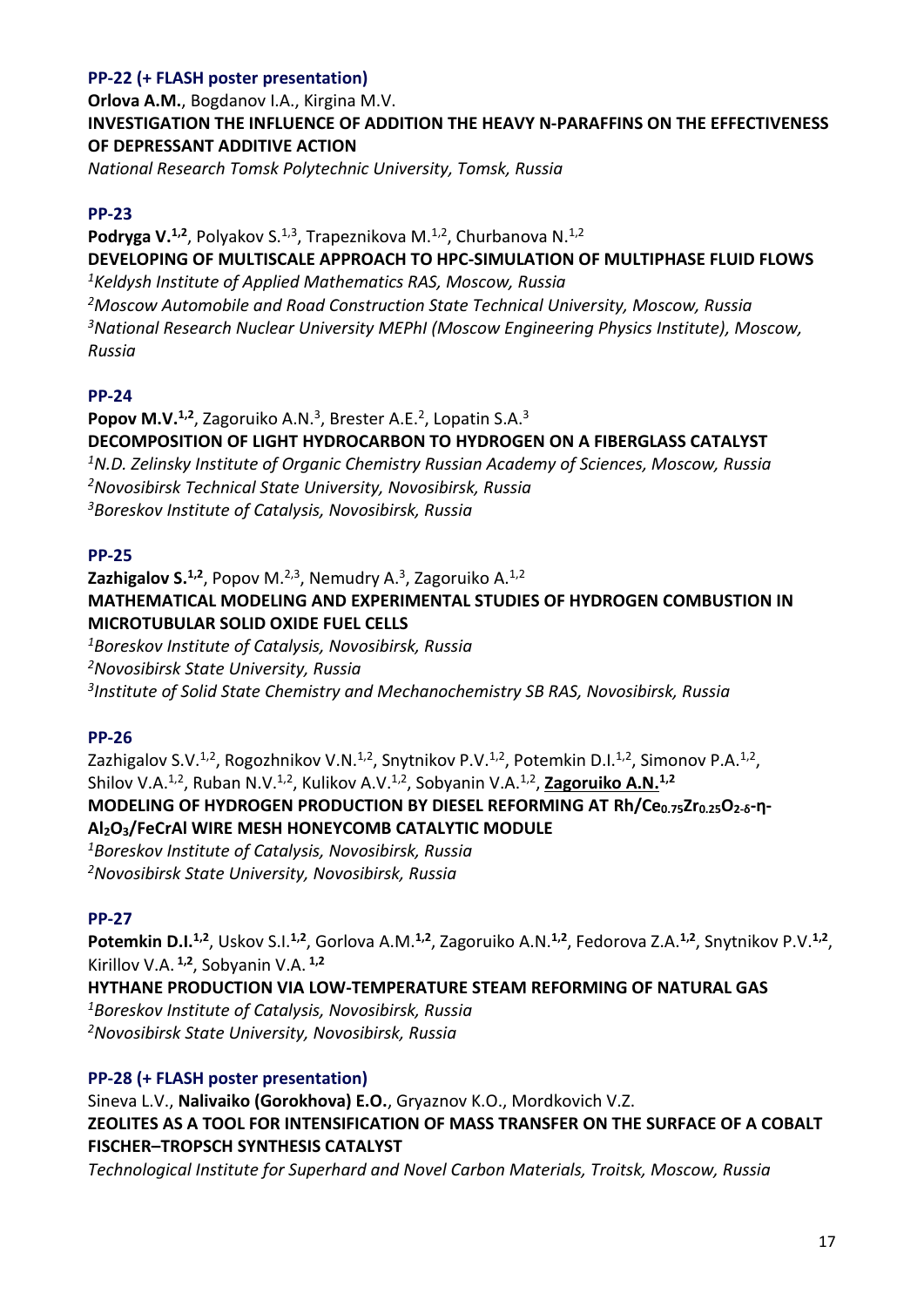### PP-22 (+ FLASH poster presentation)

**Orlova A.M.**, Bogdanov I.A., Kirgina M.V.

**INVESTIGATION THE INFLUENCE OF ADDITION THE HEAVY N-PARAFFINS ON THE EFFECTIVENESS OF DEPRESSANT ADDITIVE ACTION**

*National Research Tomsk Polytechnic University, Tomsk, Russia*

### PP-23

**Podryga V.**[1,2], Polyakov S.[1,3], Trapeznikova M.[1,2], Churbanova N.[1,2]

**DEVELOPING OF MULTISCALE APPROACH TO HPC-SIMULATION OF MULTIPHASE FLUID FLOWS**

*[1]Keldysh Institute of Applied Mathematics RAS, Moscow, Russia*
*[2]Moscow Automobile and Road Construction State Technical University, Moscow, Russia*
*[3]National Research Nuclear University MEPhI (Moscow Engineering Physics Institute), Moscow, Russia*

### PP-24

**Popov M.V.**[1,2], Zagoruiko A.N.[3], Brester A.E.[2], Lopatin S.A.[3]

**DECOMPOSITION OF LIGHT HYDROCARBON TO HYDROGEN ON A FIBERGLASS CATALYST**

*[1]N.D. Zelinsky Institute of Organic Chemistry Russian Academy of Sciences, Moscow, Russia*
*[2]Novosibirsk Technical State University, Novosibirsk, Russia*
*[3]Boreskov Institute of Catalysis, Novosibirsk, Russia*

### PP-25

**Zazhigalov S.**[1,2], Popov M.[2,3], Nemudry A.[3], Zagoruiko A.[1,2]

**MATHEMATICAL MODELING AND EXPERIMENTAL STUDIES OF HYDROGEN COMBUSTION IN MICROTUBULAR SOLID OXIDE FUEL CELLS**

*[1]Boreskov Institute of Catalysis, Novosibirsk, Russia*
*[2]Novosibirsk State University, Russia*
*[3]Institute of Solid State Chemistry and Mechanochemistry SB RAS, Novosibirsk, Russia*

### PP-26

Zazhigalov S.V.[1,2], Rogozhnikov V.N.[1,2], Snytnikov P.V.[1,2], Potemkin D.I.[1,2], Simonov P.A.[1,2], Shilov V.A.[1,2], Ruban N.V.[1,2], Kulikov A.V.[1,2], Sobyanin V.A.[1,2], **Zagoruiko A.N.**[1,2]

**MODELING OF HYDROGEN PRODUCTION BY DIESEL REFORMING AT Rh/$Ce_{0.75}Zr_{0.25}O_{2-\delta}$-η-$Al_2O_3$/FeCrAl WIRE MESH HONEYCOMB CATALYTIC MODULE**

*[1]Boreskov Institute of Catalysis, Novosibirsk, Russia*
*[2]Novosibirsk State University, Novosibirsk, Russia*

### PP-27

**Potemkin D.I.**[1,2], Uskov S.I.[1,2], Gorlova A.M.[1,2], Zagoruiko A.N.[1,2], Fedorova Z.A.[1,2], Snytnikov P.V.[1,2], Kirillov V.A.[1,2], Sobyanin V.A.[1,2]

**HYTHANE PRODUCTION VIA LOW-TEMPERATURE STEAM REFORMING OF NATURAL GAS**

*[1]Boreskov Institute of Catalysis, Novosibirsk, Russia*
*[2]Novosibirsk State University, Novosibirsk, Russia*

### PP-28 (+ FLASH poster presentation)

Sineva L.V., **Nalivaiko (Gorokhova) E.O.**, Gryaznov K.O., Mordkovich V.Z.

**ZEOLITES AS A TOOL FOR INTENSIFICATION OF MASS TRANSFER ON THE SURFACE OF A COBALT FISCHER–TROPSCH SYNTHESIS CATALYST**

*Technological Institute for Superhard and Novel Carbon Materials, Troitsk, Moscow, Russia*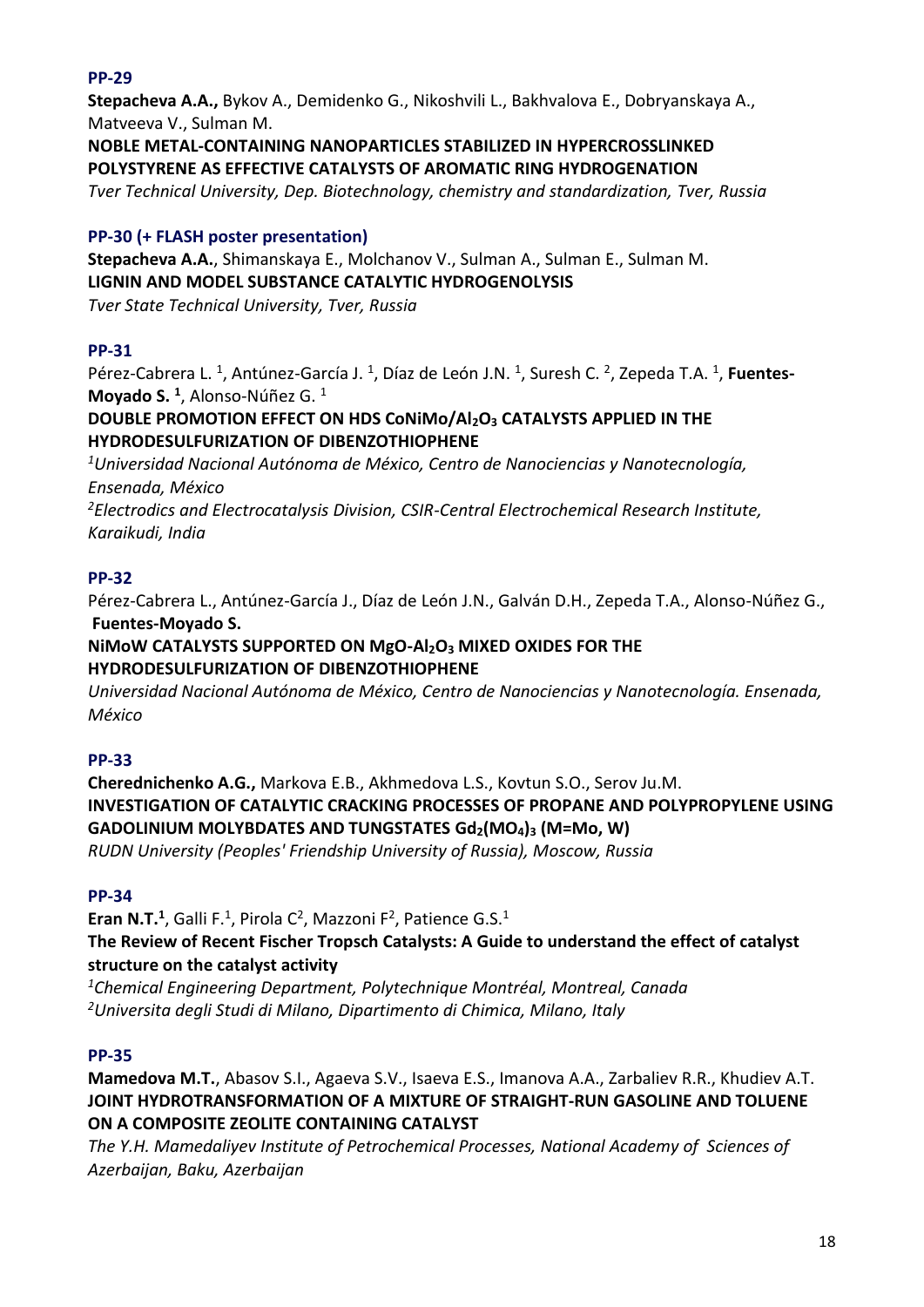**PP-29**

**Stepacheva A.A.,** Bykov A., Demidenko G., Nikoshvili L., Bakhvalova E., Dobryanskaya A., Matveeva V., Sulman M.

**NOBLE METAL-CONTAINING NANOPARTICLES STABILIZED IN HYPERCROSSLINKED POLYSTYRENE AS EFFECTIVE CATALYSTS OF AROMATIC RING HYDROGENATION**

*Tver Technical University, Dep. Biotechnology, chemistry and standardization, Tver, Russia*

**PP-30 (+ FLASH poster presentation)**

**Stepacheva A.A.**, Shimanskaya E., Molchanov V., Sulman A., Sulman E., Sulman M.

**LIGNIN AND MODEL SUBSTANCE CATALYTIC HYDROGENOLYSIS**

*Tver State Technical University, Tver, Russia*

**PP-31**

Pérez-Cabrera L. [1], Antúnez-García J. [1], Díaz de León J.N. [1], Suresh C. [2], Zepeda T.A. [1], **Fuentes-Moyado S. [1]**, Alonso-Núñez G. [1]

**DOUBLE PROMOTION EFFECT ON HDS CoNiMo/$Al_2O_3$ CATALYSTS APPLIED IN THE HYDRODESULFURIZATION OF DIBENZOTHIOPHENE**

*[1]Universidad Nacional Autónoma de México, Centro de Nanociencias y Nanotecnología, Ensenada, México*

*[2]Electrodics and Electrocatalysis Division, CSIR-Central Electrochemical Research Institute, Karaikudi, India*

**PP-32**

Pérez-Cabrera L., Antúnez-García J., Díaz de León J.N., Galván D.H., Zepeda T.A., Alonso-Núñez G., **Fuentes-Moyado S.**

**NiMoW CATALYSTS SUPPORTED ON MgO-$Al_2O_3$ MIXED OXIDES FOR THE HYDRODESULFURIZATION OF DIBENZOTHIOPHENE**

*Universidad Nacional Autónoma de México, Centro de Nanociencias y Nanotecnología. Ensenada, México*

**PP-33**

**Cherednichenko A.G.,** Markova E.B., Akhmedova L.S., Kovtun S.O., Serov Ju.M.

**INVESTIGATION OF CATALYTIC CRACKING PROCESSES OF PROPANE AND POLYPROPYLENE USING GADOLINIUM MOLYBDATES AND TUNGSTATES $Gd_2(MO_4)_3$ (M=Mo, W)**

*RUDN University (Peoples' Friendship University of Russia), Moscow, Russia*

**PP-34**

**Eran N.T.[1]**, Galli F.[1], Pirola C[2], Mazzoni F[2], Patience G.S.[1]

**The Review of Recent Fischer Tropsch Catalysts: A Guide to understand the effect of catalyst structure on the catalyst activity**

*[1]Chemical Engineering Department, Polytechnique Montréal, Montreal, Canada*

*[2]Universita degli Studi di Milano, Dipartimento di Chimica, Milano, Italy*

**PP-35**

**Mamedova M.T.**, Abasov S.I., Agaeva S.V., Isaeva E.S., Imanova A.A., Zarbaliev R.R., Khudiev A.T.

**JOINT HYDROTRANSFORMATION OF A MIXTURE OF STRAIGHT-RUN GASOLINE AND TOLUENE ON A COMPOSITE ZEOLITE CONTAINING CATALYST**

*The Y.H. Mamedaliyev Institute of Petrochemical Processes, National Academy of Sciences of Azerbaijan, Baku, Azerbaijan*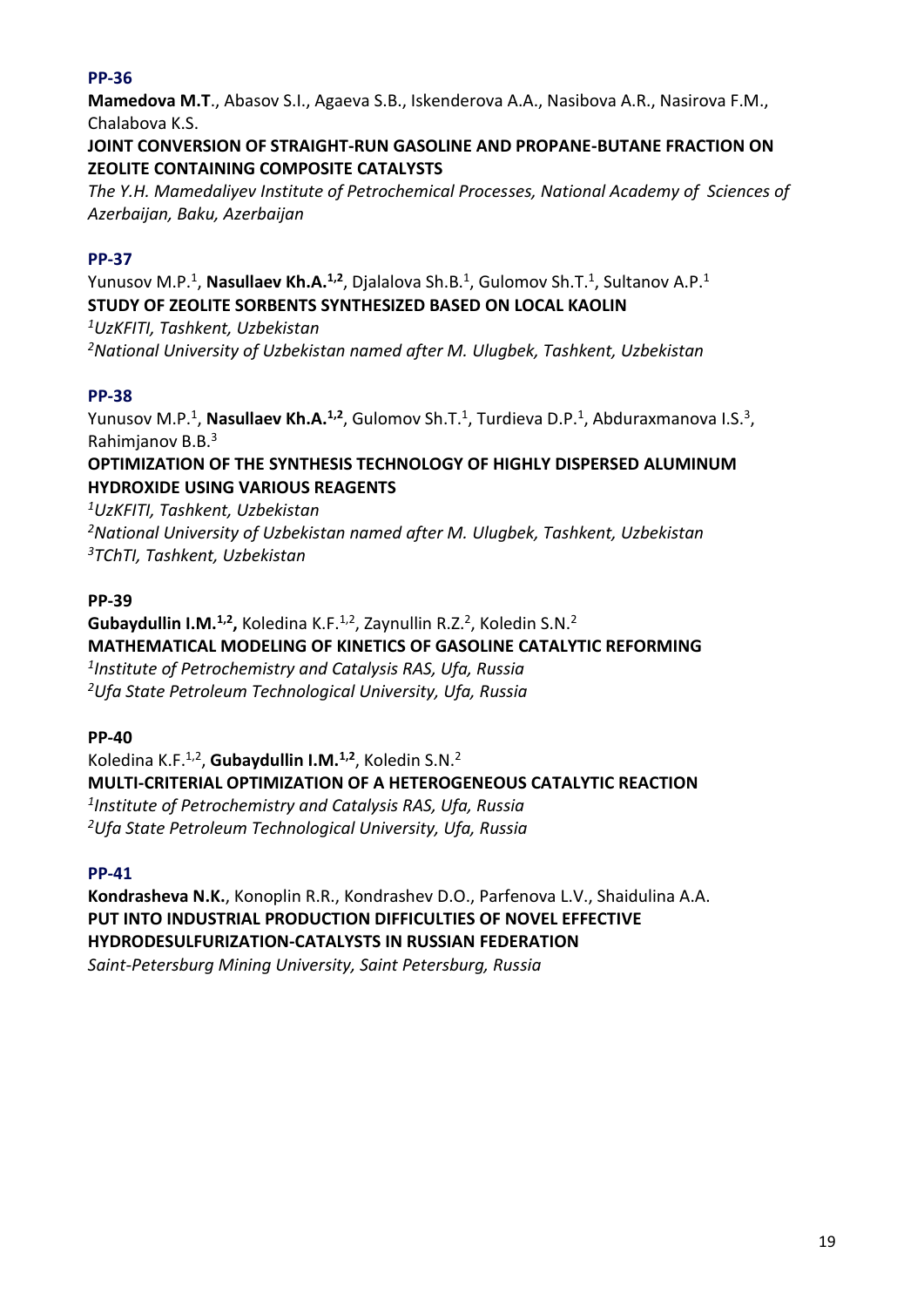### PP-36

**Mamedova M.T**., Abasov S.I., Agaeva S.B., Iskenderova A.A., Nasibova A.R., Nasirova F.M., Chalabova K.S.

**JOINT CONVERSION OF STRAIGHT-RUN GASOLINE AND PROPANE-BUTANE FRACTION ON ZEOLITE CONTAINING COMPOSITE CATALYSTS**

*The Y.H. Mamedaliyev Institute of Petrochemical Processes, National Academy of Sciences of Azerbaijan, Baku, Azerbaijan*

### PP-37

Yunusov M.P.[1], **Nasullaev Kh.A.[1,2]**, Djalalova Sh.B.[1], Gulomov Sh.T.[1], Sultanov A.P.[1]

**STUDY OF ZEOLITE SORBENTS SYNTHESIZED BASED ON LOCAL KAOLIN**

*[1]UzKFITI, Tashkent, Uzbekistan*
*[2]National University of Uzbekistan named after M. Ulugbek, Tashkent, Uzbekistan*

### PP-38

Yunusov M.P.[1], **Nasullaev Kh.A.[1,2]**, Gulomov Sh.T.[1], Turdieva D.P.[1], Abduraxmanova I.S.[3], Rahimjanov B.B.[3]

**OPTIMIZATION OF THE SYNTHESIS TECHNOLOGY OF HIGHLY DISPERSED ALUMINUM HYDROXIDE USING VARIOUS REAGENTS**

*[1]UzKFITI, Tashkent, Uzbekistan*
*[2]National University of Uzbekistan named after M. Ulugbek, Tashkent, Uzbekistan*
*[3]TChTI, Tashkent, Uzbekistan*

### PP-39

**Gubaydullin I.M.[1,2],** Koledina K.F.[1,2], Zaynullin R.Z.[2], Koledin S.N.[2]

**MATHEMATICAL MODELING OF KINETICS OF GASOLINE CATALYTIC REFORMING**

*[1]Institute of Petrochemistry and Catalysis RAS, Ufa, Russia*
*[2]Ufa State Petroleum Technological University, Ufa, Russia*

### PP-40

Koledina K.F.[1,2], **Gubaydullin I.M.[1,2]**, Koledin S.N.[2]

**MULTI-CRITERIAL OPTIMIZATION OF A HETEROGENEOUS CATALYTIC REACTION**

*[1]Institute of Petrochemistry and Catalysis RAS, Ufa, Russia*
*[2]Ufa State Petroleum Technological University, Ufa, Russia*

### PP-41

**Kondrasheva N.K.**, Konoplin R.R., Kondrashev D.O., Parfenova L.V., Shaidulina A.A.

**PUT INTO INDUSTRIAL PRODUCTION DIFFICULTIES OF NOVEL EFFECTIVE HYDRODESULFURIZATION-CATALYSTS IN RUSSIAN FEDERATION**

*Saint-Petersburg Mining University, Saint Petersburg, Russia*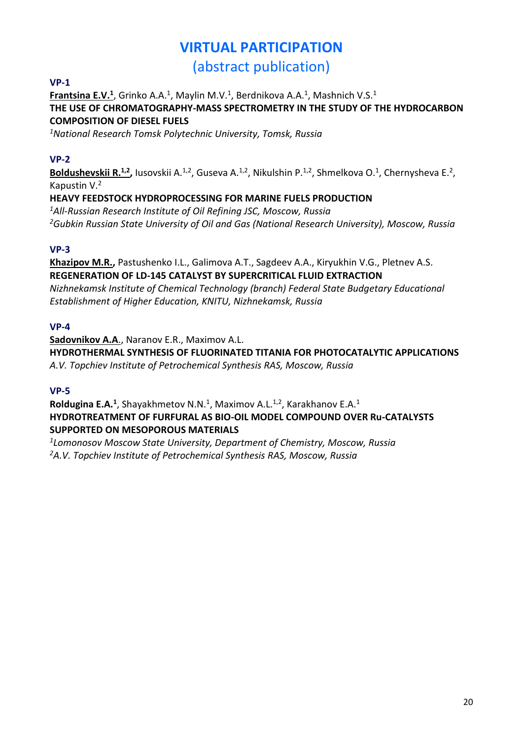# VIRTUAL PARTICIPATION

## (abstract publication)

**VP-1**

**Frantsina E.V.[1]**, Grinko A.A.[1], Maylin M.V.[1], Berdnikova A.A.[1], Mashnich V.S.[1]

**THE USE OF CHROMATOGRAPHY-MASS SPECTROMETRY IN THE STUDY OF THE HYDROCARBON COMPOSITION OF DIESEL FUELS**

*[1]National Research Tomsk Polytechnic University, Tomsk, Russia*

**VP-2**

**Boldushevskii R.[1,2],** Iusovskii A.[1,2], Guseva A.[1,2], Nikulshin P.[1,2], Shmelkova O.[1], Chernysheva E.[2], Kapustin V.[2]

**HEAVY FEEDSTOCK HYDROPROCESSING FOR MARINE FUELS PRODUCTION**

*[1]All-Russian Research Institute of Oil Refining JSC, Moscow, Russia*
*[2]Gubkin Russian State University of Oil and Gas (National Research University), Moscow, Russia*

**VP-3**

**Khazipov M.R.,** Pastushenko I.L., Galimova A.T., Sagdeev A.A., Kiryukhin V.G., Pletnev A.S.

**REGENERATION OF LD-145 CATALYST BY SUPERCRITICAL FLUID EXTRACTION**

*Nizhnekamsk Institute of Chemical Technology (branch) Federal State Budgetary Educational Establishment of Higher Education, KNITU, Nizhnekamsk, Russia*

**VP-4**

**Sadovnikov A.A.**, Naranov E.R., Maximov A.L.

**HYDROTHERMAL SYNTHESIS OF FLUORINATED TITANIA FOR PHOTOCATALYTIC APPLICATIONS**

*A.V. Topchiev Institute of Petrochemical Synthesis RAS, Moscow, Russia*

**VP-5**

**Roldugina E.A.[1]**, Shayakhmetov N.N.[1], Maximov A.L.[1,2], Karakhanov E.A.[1]

**HYDROTREATMENT OF FURFURAL AS BIO-OIL MODEL COMPOUND OVER Ru-CATALYSTS SUPPORTED ON MESOPOROUS MATERIALS**

*[1]Lomonosov Moscow State University, Department of Chemistry, Moscow, Russia*
*[2]A.V. Topchiev Institute of Petrochemical Synthesis RAS, Moscow, Russia*